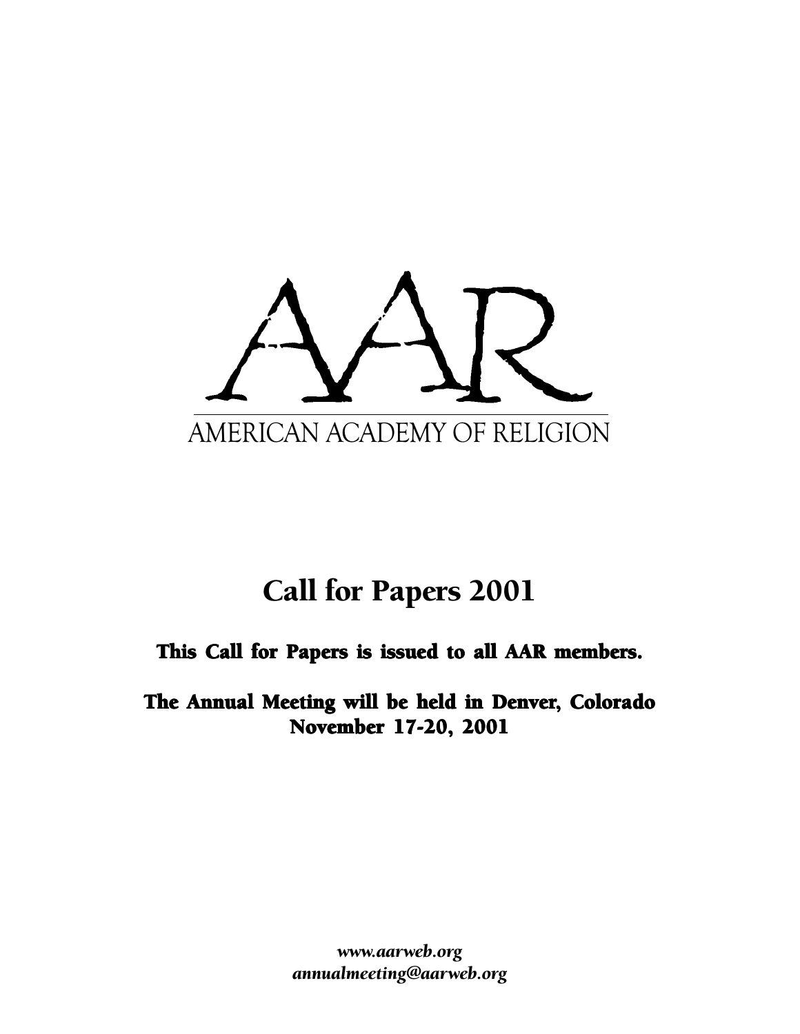# AAR

AMERICAN ACADEMY OF RELIGION

## Call for Papers 2001

**This Call for Papers is issued to all AAR members.**

**The Annual Meeting will be held in Denver, Colorado**
**November 17-20, 2001**

***www.aarweb.org***
***annualmeeting@aarweb.org***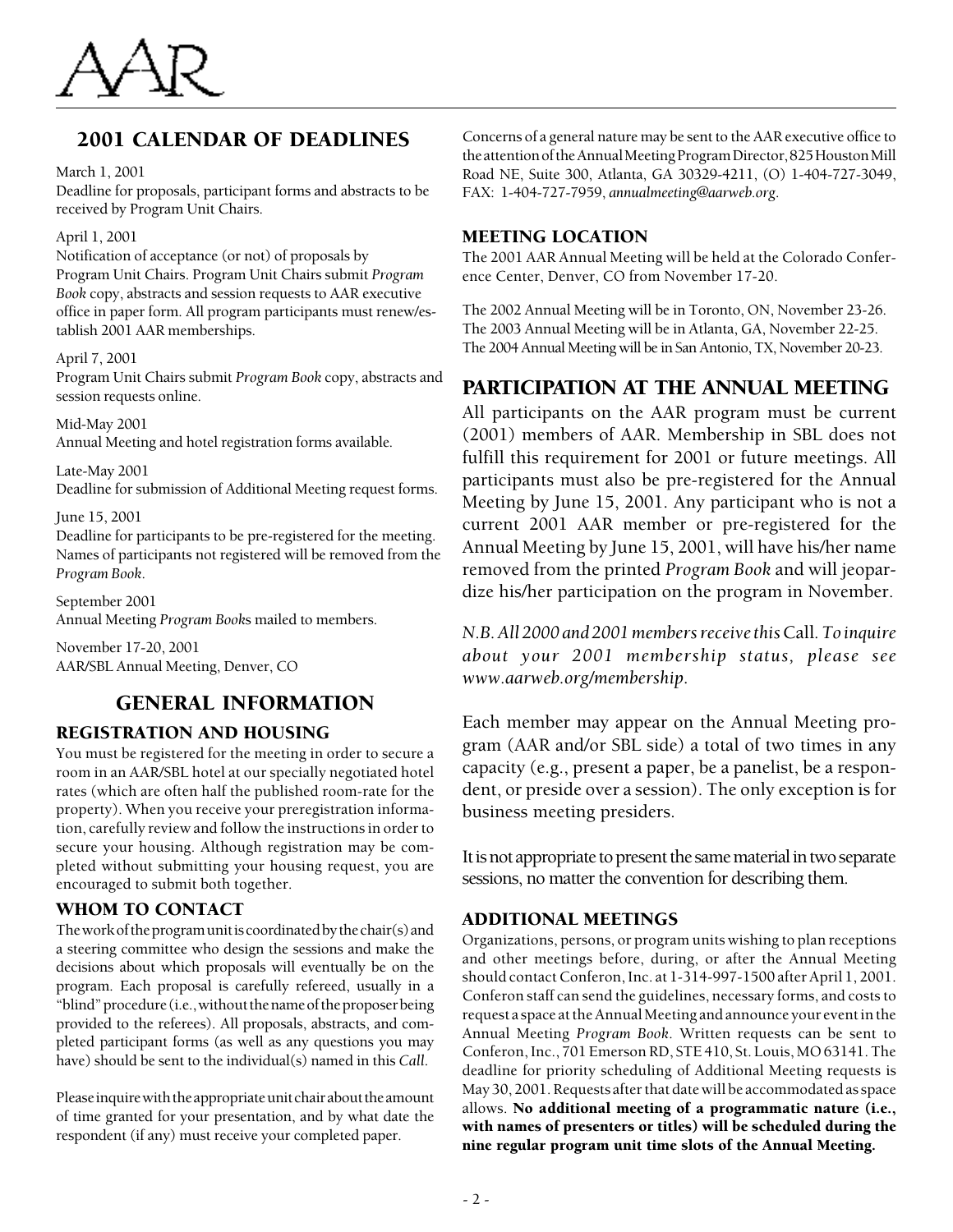## 2001 CALENDAR OF DEADLINES

March 1, 2001
Deadline for proposals, participant forms and abstracts to be received by Program Unit Chairs.

April 1, 2001
Notification of acceptance (or not) of proposals by Program Unit Chairs. Program Unit Chairs submit *Program Book* copy, abstracts and session requests to AAR executive office in paper form. All program participants must renew/establish 2001 AAR memberships.

April 7, 2001
Program Unit Chairs submit *Program Book* copy, abstracts and session requests online.

Mid-May 2001
Annual Meeting and hotel registration forms available.

Late-May 2001
Deadline for submission of Additional Meeting request forms.

June 15, 2001
Deadline for participants to be pre-registered for the meeting. Names of participants not registered will be removed from the *Program Book*.

September 2001
Annual Meeting *Program Book*s mailed to members.

November 17-20, 2001
AAR/SBL Annual Meeting, Denver, CO

## GENERAL INFORMATION

### REGISTRATION AND HOUSING

You must be registered for the meeting in order to secure a room in an AAR/SBL hotel at our specially negotiated hotel rates (which are often half the published room-rate for the property). When you receive your preregistration information, carefully review and follow the instructions in order to secure your housing. Although registration may be completed without submitting your housing request, you are encouraged to submit both together.

### WHOM TO CONTACT

The work of the program unit is coordinated by the chair(s) and a steering committee who design the sessions and make the decisions about which proposals will eventually be on the program. Each proposal is carefully refereed, usually in a "blind" procedure (i.e., without the name of the proposer being provided to the referees). All proposals, abstracts, and completed participant forms (as well as any questions you may have) should be sent to the individual(s) named in this *Call*.

Please inquire with the appropriate unit chair about the amount of time granted for your presentation, and by what date the respondent (if any) must receive your completed paper.

Concerns of a general nature may be sent to the AAR executive office to the attention of the Annual Meeting Program Director, 825 Houston Mill Road NE, Suite 300, Atlanta, GA 30329-4211, (O) 1-404-727-3049, FAX: 1-404-727-7959, *annualmeeting@aarweb.org*.

### MEETING LOCATION

The 2001 AAR Annual Meeting will be held at the Colorado Conference Center, Denver, CO from November 17-20.

The 2002 Annual Meeting will be in Toronto, ON, November 23-26.
The 2003 Annual Meeting will be in Atlanta, GA, November 22-25.
The 2004 Annual Meeting will be in San Antonio, TX, November 20-23.

## PARTICIPATION AT THE ANNUAL MEETING

All participants on the AAR program must be current (2001) members of AAR. Membership in SBL does not fulfill this requirement for 2001 or future meetings. All participants must also be pre-registered for the Annual Meeting by June 15, 2001. Any participant who is not a current 2001 AAR member or pre-registered for the Annual Meeting by June 15, 2001, will have his/her name removed from the printed *Program Book* and will jeopardize his/her participation on the program in November.

*N.B. All 2000 and 2001 members receive this* Call. *To inquire about your 2001 membership status, please see www.aarweb.org/membership.*

Each member may appear on the Annual Meeting program (AAR and/or SBL side) a total of two times in any capacity (e.g., present a paper, be a panelist, be a respondent, or preside over a session). The only exception is for business meeting presiders.

It is not appropriate to present the same material in two separate sessions, no matter the convention for describing them.

### ADDITIONAL MEETINGS

Organizations, persons, or program units wishing to plan receptions and other meetings before, during, or after the Annual Meeting should contact Conferon, Inc. at 1-314-997-1500 after April 1, 2001. Conferon staff can send the guidelines, necessary forms, and costs to request a space at the Annual Meeting and announce your event in the Annual Meeting *Program Book*. Written requests can be sent to Conferon, Inc., 701 Emerson RD, STE 410, St. Louis, MO 63141. The deadline for priority scheduling of Additional Meeting requests is May 30, 2001. Requests after that date will be accommodated as space allows. **No additional meeting of a programmatic nature (i.e., with names of presenters or titles) will be scheduled during the nine regular program unit time slots of the Annual Meeting.**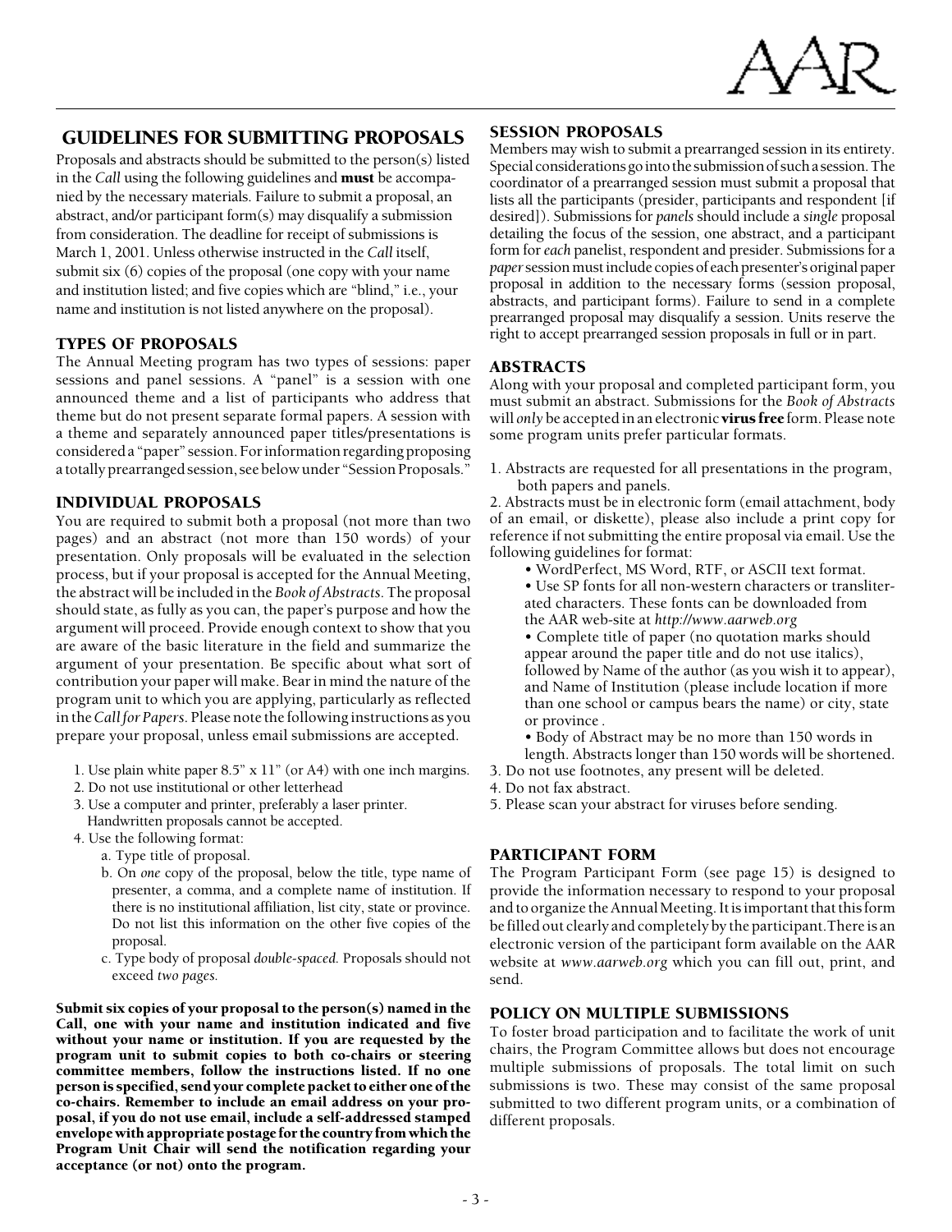## GUIDELINES FOR SUBMITTING PROPOSALS

Proposals and abstracts should be submitted to the person(s) listed in the *Call* using the following guidelines and **must** be accompanied by the necessary materials. Failure to submit a proposal, an abstract, and/or participant form(s) may disqualify a submission from consideration. The deadline for receipt of submissions is March 1, 2001. Unless otherwise instructed in the *Call* itself, submit six (6) copies of the proposal (one copy with your name and institution listed; and five copies which are "blind," i.e., your name and institution is not listed anywhere on the proposal).

### TYPES OF PROPOSALS

The Annual Meeting program has two types of sessions: paper sessions and panel sessions. A "panel" is a session with one announced theme and a list of participants who address that theme but do not present separate formal papers. A session with a theme and separately announced paper titles/presentations is considered a "paper" session. For information regarding proposing a totally prearranged session, see below under "Session Proposals."

### INDIVIDUAL PROPOSALS

You are required to submit both a proposal (not more than two pages) and an abstract (not more than 150 words) of your presentation. Only proposals will be evaluated in the selection process, but if your proposal is accepted for the Annual Meeting, the abstract will be included in the *Book of Abstracts*. The proposal should state, as fully as you can, the paper's purpose and how the argument will proceed. Provide enough context to show that you are aware of the basic literature in the field and summarize the argument of your presentation. Be specific about what sort of contribution your paper will make. Bear in mind the nature of the program unit to which you are applying, particularly as reflected in the *Call for Papers*. Please note the following instructions as you prepare your proposal, unless email submissions are accepted.

1. Use plain white paper 8.5" x 11" (or A4) with one inch margins.
2. Do not use institutional or other letterhead
3. Use a computer and printer, preferably a laser printer. Handwritten proposals cannot be accepted.
4. Use the following format:
   a. Type title of proposal.
   b. On *one* copy of the proposal, below the title, type name of presenter, a comma, and a complete name of institution. If there is no institutional affiliation, list city, state or province. Do not list this information on the other five copies of the proposal.
   c. Type body of proposal *double-spaced.* Proposals should not exceed *two pages.*

**Submit six copies of your proposal to the person(s) named in the Call, one with your name and institution indicated and five without your name or institution. If you are requested by the program unit to submit copies to both co-chairs or steering committee members, follow the instructions listed. If no one person is specified, send your complete packet to either one of the co-chairs. Remember to include an email address on your proposal, if you do not use email, include a self-addressed stamped envelope with appropriate postage for the country from which the Program Unit Chair will send the notification regarding your acceptance (or not) onto the program.**

### SESSION PROPOSALS

Members may wish to submit a prearranged session in its entirety. Special considerations go into the submission of such a session. The coordinator of a prearranged session must submit a proposal that lists all the participants (presider, participants and respondent [if desired]). Submissions for *panels* should include a *single* proposal detailing the focus of the session, one abstract, and a participant form for *each* panelist, respondent and presider. Submissions for a *paper* session must include copies of each presenter's original paper proposal in addition to the necessary forms (session proposal, abstracts, and participant forms). Failure to send in a complete prearranged proposal may disqualify a session. Units reserve the right to accept prearranged session proposals in full or in part.

### ABSTRACTS

Along with your proposal and completed participant form, you must submit an abstract. Submissions for the *Book of Abstracts* will *only* be accepted in an electronic **virus free** form. Please note some program units prefer particular formats.

1. Abstracts are requested for all presentations in the program, both papers and panels.
2. Abstracts must be in electronic form (email attachment, body of an email, or diskette), please also include a print copy for reference if not submitting the entire proposal via email. Use the following guidelines for format:
   - WordPerfect, MS Word, RTF, or ASCII text format.
   - Use SP fonts for all non-western characters or transliterated characters. These fonts can be downloaded from the AAR web-site at *http://www.aarweb.org*
   - Complete title of paper (no quotation marks should appear around the paper title and do not use italics), followed by Name of the author (as you wish it to appear), and Name of Institution (please include location if more than one school or campus bears the name) or city, state or province .
   - Body of Abstract may be no more than 150 words in length. Abstracts longer than 150 words will be shortened.
3. Do not use footnotes, any present will be deleted.
4. Do not fax abstract.
5. Please scan your abstract for viruses before sending.

### PARTICIPANT FORM

The Program Participant Form (see page 15) is designed to provide the information necessary to respond to your proposal and to organize the Annual Meeting. It is important that this form be filled out clearly and completely by the participant.There is an electronic version of the participant form available on the AAR website at *www.aarweb.org* which you can fill out, print, and send.

### POLICY ON MULTIPLE SUBMISSIONS

To foster broad participation and to facilitate the work of unit chairs, the Program Committee allows but does not encourage multiple submissions of proposals. The total limit on such submissions is two. These may consist of the same proposal submitted to two different program units, or a combination of different proposals.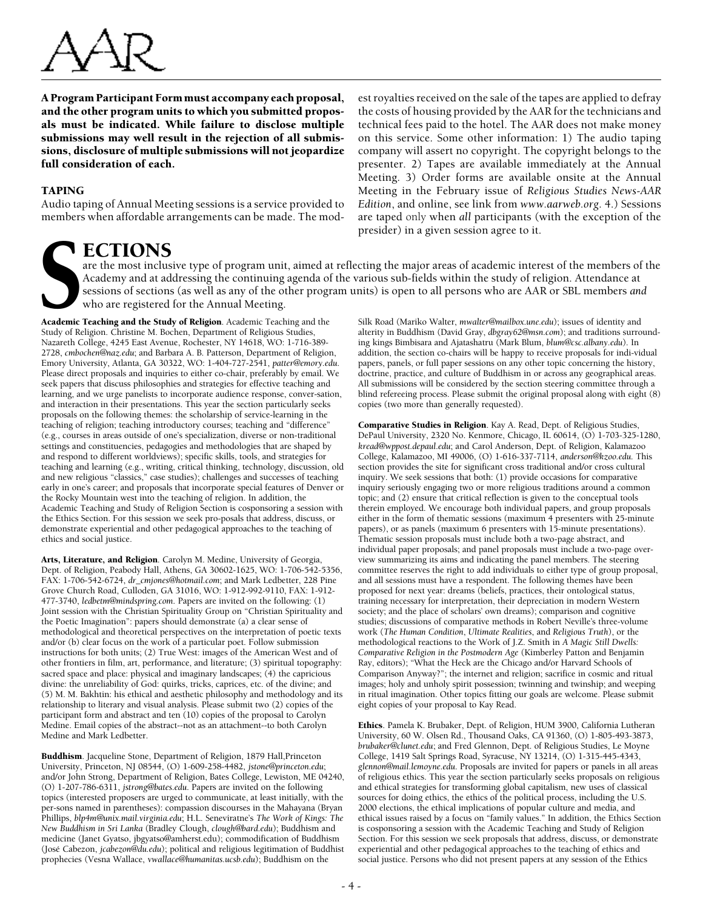AAR

**A Program Participant Form must accompany each proposal, and the other program units to which you submitted proposals must be indicated. While failure to disclose multiple submissions may well result in the rejection of all submissions, disclosure of multiple submissions will not jeopardize full consideration of each.**

### TAPING

Audio taping of Annual Meeting sessions is a service provided to members when affordable arrangements can be made. The modest royalties received on the sale of the tapes are applied to defray the costs of housing provided by the AAR for the technicians and technical fees paid to the hotel. The AAR does not make money on this service. Some other information: 1) The audio taping company will assert no copyright. The copyright belongs to the presenter. 2) Tapes are available immediately at the Annual Meeting. 3) Order forms are available onsite at the Annual Meeting in the February issue of *Religious Studies News-AAR Edition*, and online, see link from *www.aarweb.org*. 4.) Sessions are taped only when *all* participants (with the exception of the presider) in a given session agree to it.

## SECTIONS

are the most inclusive type of program unit, aimed at reflecting the major areas of academic interest of the members of the Academy and at addressing the continuing agenda of the various sub-fields within the study of religion. Attendance at sessions of sections (as well as any of the other program units) is open to all persons who are AAR or SBL members *and* who are registered for the Annual Meeting.

**Academic Teaching and the Study of Religion**. Academic Teaching and the Study of Religion. Christine M. Bochen, Department of Religious Studies, Nazareth College, 4245 East Avenue, Rochester, NY 14618, WO: 1-716-389-2728, *cmbochen@naz.edu*; and Barbara A. B. Patterson, Department of Religion, Emory University, Atlanta, GA 30322, WO: 1-404-727-2541, *patter@emory.edu*. Please direct proposals and inquiries to either co-chair, preferably by email. We seek papers that discuss philosophies and strategies for effective teaching and learning, and we urge panelists to incorporate audience response, conver-sation, and interaction in their presentations. This year the section particularly seeks proposals on the following themes: the scholarship of service-learning in the teaching of religion; teaching introductory courses; teaching and "difference" (e.g., courses in areas outside of one's specialization, diverse or non-traditional settings and constituencies, pedagogies and methodologies that are shaped by and respond to different worldviews); specific skills, tools, and strategies for teaching and learning (e.g., writing, critical thinking, technology, discussion, old and new religious "classics," case studies); challenges and successes of teaching early in one's career; and proposals that incorporate special features of Denver or the Rocky Mountain west into the teaching of religion. In addition, the Academic Teaching and Study of Religion Section is cosponsoring a session with the Ethics Section. For this session we seek pro-posals that address, discuss, or demonstrate experiential and other pedagogical approaches to the teaching of ethics and social justice.

**Arts, Literature, and Religion**. Carolyn M. Medine, University of Georgia, Dept. of Religion, Peabody Hall, Athens, GA 30602-1625, WO: 1-706-542-5356, FAX: 1-706-542-6724, *dr_cmjones@hotmail.com*; and Mark Ledbetter, 228 Pine Grove Church Road, Culloden, GA 31016, WO: 1-912-992-9110, FAX: 1-912-477-3740, *ledbetm@mindspring.com*. Papers are invited on the following: (1) Joint session with the Christian Spirituality Group on "Christian Spirituality and the Poetic Imagination": papers should demonstrate (a) a clear sense of methodological and theoretical perspectives on the interpretation of poetic texts and/or (b) clear focus on the work of a particular poet. Follow submission instructions for both units; (2) True West: images of the American West and of other frontiers in film, art, performance, and literature; (3) spiritual topography: sacred space and place: physical and imaginary landscapes; (4) the capricious divine: the unreliability of God: quirks, tricks, caprices, etc. of the divine; and (5) M. M. Bakhtin: his ethical and aesthetic philosophy and methodology and its relationship to literary and visual analysis. Please submit two (2) copies of the participant form and abstract and ten (10) copies of the proposal to Carolyn Medine. Email copies of the abstract--not as an attachment--to both Carolyn Medine and Mark Ledbetter.

**Buddhism**. Jacqueline Stone, Department of Religion, 1879 Hall,Princeton University, Princeton, NJ 08544, (O) 1-609-258-4482, *jstone@princeton.edu*; and/or John Strong, Department of Religion, Bates College, Lewiston, ME 04240, (O) 1-207-786-6311, *jstrong@bates.edu*. Papers are invited on the following topics (interested proposers are urged to communicate, at least initially, with the per-sons named in parentheses): compassion discourses in the Mahayana (Bryan Phillips, *blp4m@unix.mail.virginia.edu*; H.L. Seneviratne's *The Work of Kings: The New Buddhism in Sri Lanka* (Bradley Clough, *clough@bard.edu*); Buddhism and medicine (Janet Gyatso, jbgyatso@amherst.edu); commodification of Buddhism (José Cabezon, *jcabezon@du.edu*); political and religious legitimation of Buddhist prophecies (Vesna Wallace, *vwallace@humanitas.ucsb.edu*); Buddhism on the Silk Road (Mariko Walter, *mwalter@mailbox.une.edu*); issues of identity and alterity in Buddhism (David Gray, *dbgray62@msn.com*); and traditions surrounding kings Bimbisara and Ajatashatru (Mark Blum, *blum@csc.albany.edu*). In addition, the section co-chairs will be happy to receive proposals for indi-vidual papers, panels, or full paper sessions on any other topic concerning the history, doctrine, practice, and culture of Buddhism in or across any geographical areas. All submissions will be considered by the section steering committee through a blind refereeing process. Please submit the original proposal along with eight (8) copies (two more than generally requested).

**Comparative Studies in Religion**. Kay A. Read, Dept. of Religious Studies, DePaul University, 2320 No. Kenmore, Chicago, IL 60614, (O) 1-703-325-1280, *kread@wppost.depaul.edu*; and Carol Anderson, Dept. of Religion, Kalamazoo College, Kalamazoo, MI 49006, (O) 1-616-337-7114, *anderson@kzoo.edu*. This section provides the site for significant cross traditional and/or cross cultural inquiry. We seek sessions that both: (1) provide occasions for comparative inquiry seriously engaging two or more religious traditions around a common topic; and (2) ensure that critical reflection is given to the conceptual tools therein employed. We encourage both individual papers, and group proposals either in the form of thematic sessions (maximum 4 presenters with 25-minute papers), or as panels (maximum 6 presenters with 15-minute presentations). Thematic session proposals must include both a two-page abstract, and individual paper proposals; and panel proposals must include a two-page overview summarizing its aims and indicating the panel members. The steering committee reserves the right to add individuals to either type of group proposal, and all sessions must have a respondent. The following themes have been proposed for next year: dreams (beliefs, practices, their ontological status, training necessary for interpretation, their depreciation in modern Western society; and the place of scholars' own dreams); comparison and cognitive studies; discussions of comparative methods in Robert Neville's three-volume work (*The Human Condition*, *Ultimate Realities*, and *Religious Truth*), or the methodological reactions to the Work of J.Z. Smith in *A Magic Still Dwells: Comparative Religion in the Postmodern Age* (Kimberley Patton and Benjamin Ray, editors); "What the Heck are the Chicago and/or Harvard Schools of Comparison Anyway?"; the internet and religion; sacrifice in cosmic and ritual images; holy and unholy spirit possession; twinning and twinship; and weeping in ritual imagination. Other topics fitting our goals are welcome. Please submit eight copies of your proposal to Kay Read.

**Ethics**. Pamela K. Brubaker, Dept. of Religion, HUM 3900, California Lutheran University, 60 W. Olsen Rd., Thousand Oaks, CA 91360, (O) 1-805-493-3873, *brubaker@clunet.edu*; and Fred Glennon, Dept. of Religious Studies, Le Moyne College, 1419 Salt Springs Road, Syracuse, NY 13214, (O) 1-315-445-4343, *glennon@mail.lemoyne.edu*. Proposals are invited for papers or panels in all areas of religious ethics. This year the section particularly seeks proposals on religious and ethical strategies for transforming global capitalism, new uses of classical sources for doing ethics, the ethics of the political process, including the U.S. 2000 elections, the ethical implications of popular culture and media, and ethical issues raised by a focus on "family values." In addition, the Ethics Section is cosponsoring a session with the Academic Teaching and Study of Religion Section. For this session we seek proposals that address, discuss, or demonstrate experiential and other pedagogical approaches to the teaching of ethics and social justice. Persons who did not present papers at any session of the Ethics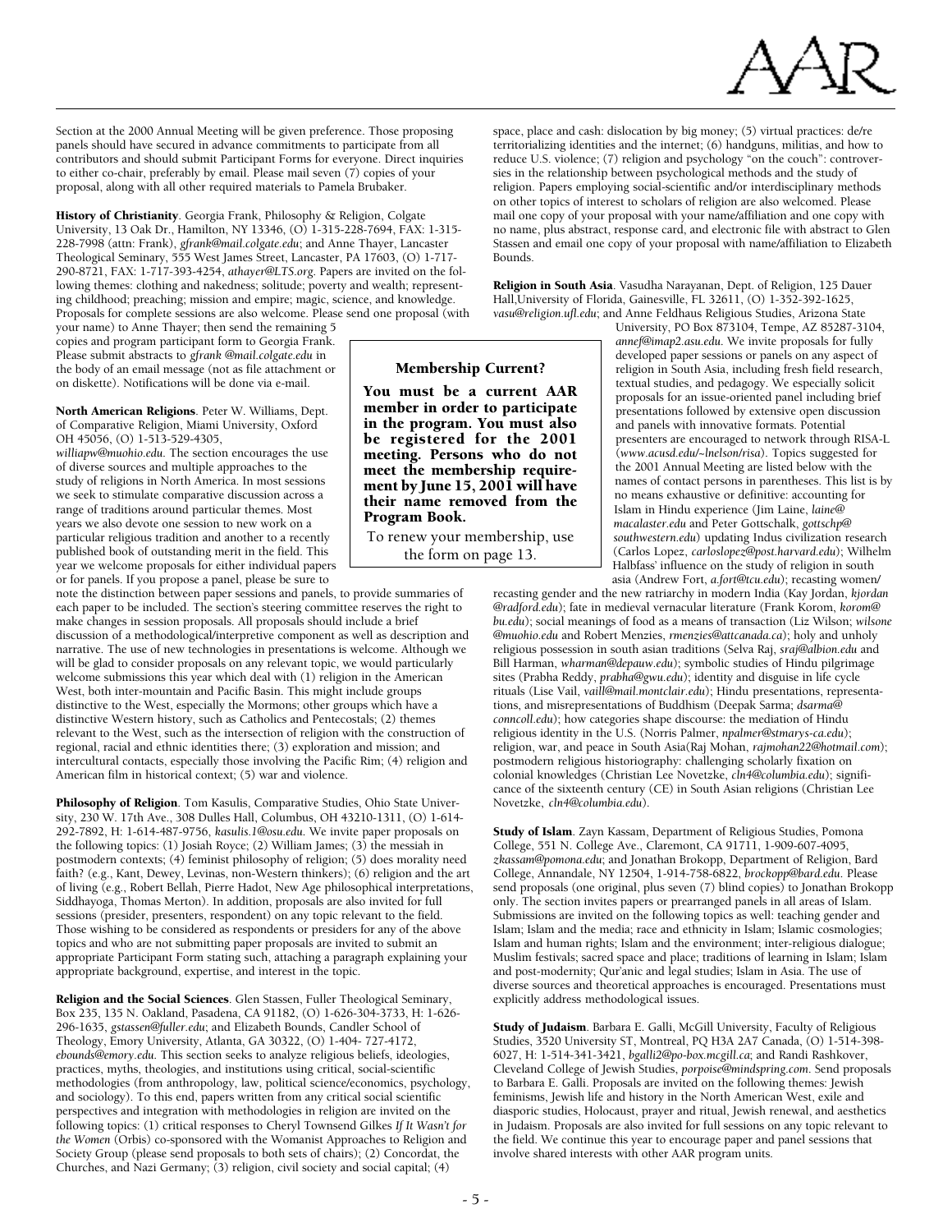Section at the 2000 Annual Meeting will be given preference. Those proposing panels should have secured in advance commitments to participate from all contributors and should submit Participant Forms for everyone. Direct inquiries to either co-chair, preferably by email. Please mail seven (7) copies of your proposal, along with all other required materials to Pamela Brubaker.

**History of Christianity**. Georgia Frank, Philosophy & Religion, Colgate University, 13 Oak Dr., Hamilton, NY 13346, (O) 1-315-228-7694, FAX: 1-315-228-7998 (attn: Frank), *gfrank@mail.colgate.edu*; and Anne Thayer, Lancaster Theological Seminary, 555 West James Street, Lancaster, PA 17603, (O) 1-717-290-8721, FAX: 1-717-393-4254, *athayer@LTS.org*. Papers are invited on the following themes: clothing and nakedness; solitude; poverty and wealth; representing childhood; preaching; mission and empire; magic, science, and knowledge. Proposals for complete sessions are also welcome. Please send one proposal (with your name) to Anne Thayer; then send the remaining 5 copies and program participant form to Georgia Frank. Please submit abstracts to *gfrank @mail.colgate.edu* in the body of an email message (not as file attachment or on diskette). Notifications will be done via e-mail.

**North American Religions**. Peter W. Williams, Dept. of Comparative Religion, Miami University, Oxford OH 45056, (O) 1-513-529-4305, *williapw@muohio.edu*. The section encourages the use of diverse sources and multiple approaches to the study of religions in North America. In most sessions we seek to stimulate comparative discussion across a range of traditions around particular themes. Most years we also devote one session to new work on a particular religious tradition and another to a recently published book of outstanding merit in the field. This year we welcome proposals for either individual papers or for panels. If you propose a panel, please be sure to note the distinction between paper sessions and panels, to provide summaries of each paper to be included. The section's steering committee reserves the right to make changes in session proposals. All proposals should include a brief discussion of a methodological/interpretive component as well as description and narrative. The use of new technologies in presentations is welcome. Although we will be glad to consider proposals on any relevant topic, we would particularly welcome submissions this year which deal with (1) religion in the American West, both inter-mountain and Pacific Basin. This might include groups distinctive to the West, especially the Mormons; other groups which have a distinctive Western history, such as Catholics and Pentecostals; (2) themes relevant to the West, such as the intersection of religion with the construction of regional, racial and ethnic identities there; (3) exploration and mission; and intercultural contacts, especially those involving the Pacific Rim; (4) religion and American film in historical context; (5) war and violence.

**Philosophy of Religion**. Tom Kasulis, Comparative Studies, Ohio State University, 230 W. 17th Ave., 308 Dulles Hall, Columbus, OH 43210-1311, (O) 1-614-292-7892, H: 1-614-487-9756, *kasulis.1@osu.edu*. We invite paper proposals on the following topics: (1) Josiah Royce; (2) William James; (3) the messiah in postmodern contexts; (4) feminist philosophy of religion; (5) does morality need faith? (e.g., Kant, Dewey, Levinas, non-Western thinkers); (6) religion and the art of living (e.g., Robert Bellah, Pierre Hadot, New Age philosophical interpretations, Siddhayoga, Thomas Merton). In addition, proposals are also invited for full sessions (presider, presenters, respondent) on any topic relevant to the field. Those wishing to be considered as respondents or presiders for any of the above topics and who are not submitting paper proposals are invited to submit an appropriate Participant Form stating such, attaching a paragraph explaining your appropriate background, expertise, and interest in the topic.

**Religion and the Social Sciences**. Glen Stassen, Fuller Theological Seminary, Box 235, 135 N. Oakland, Pasadena, CA 91182, (O) 1-626-304-3733, H: 1-626-296-1635, *gstassen@fuller.edu*; and Elizabeth Bounds, Candler School of Theology, Emory University, Atlanta, GA 30322, (O) 1-404- 727-4172, *ebounds@emory.edu*. This section seeks to analyze religious beliefs, ideologies, practices, myths, theologies, and institutions using critical, social-scientific methodologies (from anthropology, law, political science/economics, psychology, and sociology). To this end, papers written from any critical social scientific perspectives and integration with methodologies in religion are invited on the following topics: (1) critical responses to Cheryl Townsend Gilkes *If It Wasn't for the Women* (Orbis) co-sponsored with the Womanist Approaches to Religion and Society Group (please send proposals to both sets of chairs); (2) Concordat, the Churches, and Nazi Germany; (3) religion, civil society and social capital; (4) space, place and cash: dislocation by big money; (5) virtual practices: de/re territorializing identities and the internet; (6) handguns, militias, and how to reduce U.S. violence; (7) religion and psychology "on the couch": controversies in the relationship between psychological methods and the study of religion. Papers employing social-scientific and/or interdisciplinary methods on other topics of interest to scholars of religion are also welcomed. Please mail one copy of your proposal with your name/affiliation and one copy with no name, plus abstract, response card, and electronic file with abstract to Glen Stassen and email one copy of your proposal with name/affiliation to Elizabeth Bounds.

**Religion in South Asia**. Vasudha Narayanan, Dept. of Religion, 125 Dauer Hall,University of Florida, Gainesville, FL 32611, (O) 1-352-392-1625, *vasu@religion.ufl.edu*; and Anne Feldhaus Religious Studies, Arizona State University, PO Box 873104, Tempe, AZ 85287-3104, *annef@imap2.asu.edu*. We invite proposals for fully developed paper sessions or panels on any aspect of religion in South Asia, including fresh field research, textual studies, and pedagogy. We especially solicit proposals for an issue-oriented panel including brief presentations followed by extensive open discussion and panels with innovative formats. Potential presenters are encouraged to network through RISA-L (*www.acusd.edu/~lnelson/risa*). Topics suggested for the 2001 Annual Meeting are listed below with the names of contact persons in parentheses. This list is by no means exhaustive or definitive: accounting for Islam in Hindu experience (Jim Laine, *laine@ macalaster.edu* and Peter Gottschalk, *gottschp@ southwestern.edu*) updating Indus civilization research (Carlos Lopez, *carloslopez@post.harvard.edu*); Wilhelm Halbfass' influence on the study of religion in south asia (Andrew Fort, *a.fort@tcu.edu*); recasting women/ recasting gender and the new ratriarchy in modern India (Kay Jordan, *kjordan @radford.edu*); fate in medieval vernacular literature (Frank Korom, *korom@ bu.edu*); social meanings of food as a means of transaction (Liz Wilson; *wilsone @muohio.edu* and Robert Menzies, *rmenzies@attcanada.ca*); holy and unholy religious possession in south asian traditions (Selva Raj, *sraj@albion.edu* and Bill Harman, *wharman@depauw.edu*); symbolic studies of Hindu pilgrimage sites (Prabha Reddy, *prabha@gwu.edu*); identity and disguise in life cycle rituals (Lise Vail, *vaill@mail.montclair.edu*); Hindu presentations, representations, and misrepresentations of Buddhism (Deepak Sarma; *dsarma@ conncoll.edu*); how categories shape discourse: the mediation of Hindu religious identity in the U.S. (Norris Palmer, *npalmer@stmarys-ca.edu*); religion, war, and peace in South Asia(Raj Mohan, *rajmohan22@hotmail.com*); postmodern religious historiography: challenging scholarly fixation on colonial knowledges (Christian Lee Novetzke, *cln4@columbia.edu*); significance of the sixteenth century (CE) in South Asian religions (Christian Lee Novetzke, *cln4@columbia.edu*).

**Study of Islam**. Zayn Kassam, Department of Religious Studies, Pomona College, 551 N. College Ave., Claremont, CA 91711, 1-909-607-4095, *zkassam@pomona.edu*; and Jonathan Brokopp, Department of Religion, Bard College, Annandale, NY 12504, 1-914-758-6822, *brockopp@bard.edu*. Please send proposals (one original, plus seven (7) blind copies) to Jonathan Brokopp only. The section invites papers or prearranged panels in all areas of Islam. Submissions are invited on the following topics as well: teaching gender and Islam; Islam and the media; race and ethnicity in Islam; Islamic cosmologies; Islam and human rights; Islam and the environment; inter-religious dialogue; Muslim festivals; sacred space and place; traditions of learning in Islam; Islam and post-modernity; Qur'anic and legal studies; Islam in Asia. The use of diverse sources and theoretical approaches is encouraged. Presentations must explicitly address methodological issues.

**Study of Judaism**. Barbara E. Galli, McGill University, Faculty of Religious Studies, 3520 University ST, Montreal, PQ H3A 2A7 Canada, (O) 1-514-398-6027, H: 1-514-341-3421, *bgalli2@po-box.mcgill.ca*; and Randi Rashkover, Cleveland College of Jewish Studies, *porpoise@mindspring.com*. Send proposals to Barbara E. Galli. Proposals are invited on the following themes: Jewish feminisms, Jewish life and history in the North American West, exile and diasporic studies, Holocaust, prayer and ritual, Jewish renewal, and aesthetics in Judaism. Proposals are also invited for full sessions on any topic relevant to the field. We continue this year to encourage paper and panel sessions that involve shared interests with other AAR program units.

---

**Membership Current?**

**You must be a current AAR member in order to participate in the program. You must also be registered for the 2001 meeting. Persons who do not meet the membership requirement by June 15, 2001 will have their name removed from the Program Book.**

To renew your membership, use the form on page 13.

---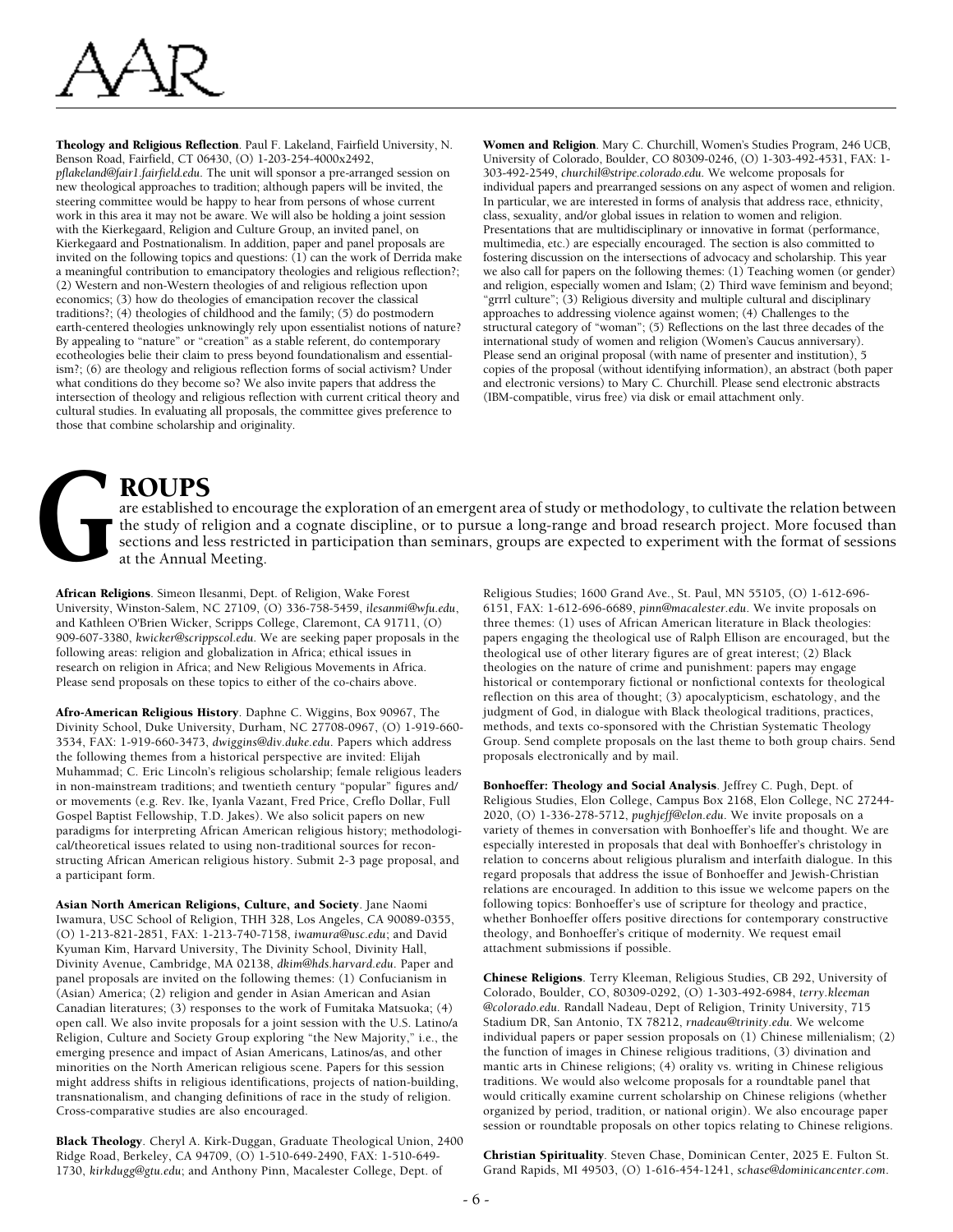**Theology and Religious Reflection**. Paul F. Lakeland, Fairfield University, N. Benson Road, Fairfield, CT 06430, (O) 1-203-254-4000x2492, *pflakeland@fair1.fairfield.edu*. The unit will sponsor a pre-arranged session on new theological approaches to tradition; although papers will be invited, the steering committee would be happy to hear from persons of whose current work in this area it may not be aware. We will also be holding a joint session with the Kierkegaard, Religion and Culture Group, an invited panel, on Kierkegaard and Postnationalism. In addition, paper and panel proposals are invited on the following topics and questions: (1) can the work of Derrida make a meaningful contribution to emancipatory theologies and religious reflection?; (2) Western and non-Western theologies of and religious reflection upon economics; (3) how do theologies of emancipation recover the classical traditions?; (4) theologies of childhood and the family; (5) do postmodern earth-centered theologies unknowingly rely upon essentialist notions of nature? By appealing to "nature" or "creation" as a stable referent, do contemporary ecotheologies belie their claim to press beyond foundationalism and essentialism?; (6) are theology and religious reflection forms of social activism? Under what conditions do they become so? We also invite papers that address the intersection of theology and religious reflection with current critical theory and cultural studies. In evaluating all proposals, the committee gives preference to those that combine scholarship and originality.

**Women and Religion**. Mary C. Churchill, Women's Studies Program, 246 UCB, University of Colorado, Boulder, CO 80309-0246, (O) 1-303-492-4531, FAX: 1-303-492-2549, *churchil@stripe.colorado.edu*. We welcome proposals for individual papers and prearranged sessions on any aspect of women and religion. In particular, we are interested in forms of analysis that address race, ethnicity, class, sexuality, and/or global issues in relation to women and religion. Presentations that are multidisciplinary or innovative in format (performance, multimedia, etc.) are especially encouraged. The section is also committed to fostering discussion on the intersections of advocacy and scholarship. This year we also call for papers on the following themes: (1) Teaching women (or gender) and religion, especially women and Islam; (2) Third wave feminism and beyond; "grrrl culture"; (3) Religious diversity and multiple cultural and disciplinary approaches to addressing violence against women; (4) Challenges to the structural category of "woman"; (5) Reflections on the last three decades of the international study of women and religion (Women's Caucus anniversary). Please send an original proposal (with name of presenter and institution), 5 copies of the proposal (without identifying information), an abstract (both paper and electronic versions) to Mary C. Churchill. Please send electronic abstracts (IBM-compatible, virus free) via disk or email attachment only.

# GROUPS

are established to encourage the exploration of an emergent area of study or methodology, to cultivate the relation between the study of religion and a cognate discipline, or to pursue a long-range and broad research project. More focused than sections and less restricted in participation than seminars, groups are expected to experiment with the format of sessions at the Annual Meeting.

**African Religions**. Simeon Ilesanmi, Dept. of Religion, Wake Forest University, Winston-Salem, NC 27109, (O) 336-758-5459, *ilesanmi@wfu.edu*, and Kathleen O'Brien Wicker, Scripps College, Claremont, CA 91711, (O) 909-607-3380, *kwicker@scrippscol.edu*. We are seeking paper proposals in the following areas: religion and globalization in Africa; ethical issues in research on religion in Africa; and New Religious Movements in Africa. Please send proposals on these topics to either of the co-chairs above.

**Afro-American Religious History**. Daphne C. Wiggins, Box 90967, The Divinity School, Duke University, Durham, NC 27708-0967, (O) 1-919-660-3534, FAX: 1-919-660-3473, *dwiggins@div.duke.edu*. Papers which address the following themes from a historical perspective are invited: Elijah Muhammad; C. Eric Lincoln's religious scholarship; female religious leaders in non-mainstream traditions; and twentieth century "popular" figures and/or movements (e.g. Rev. Ike, Iyanla Vazant, Fred Price, Creflo Dollar, Full Gospel Baptist Fellowship, T.D. Jakes). We also solicit papers on new paradigms for interpreting African American religious history; methodological/theoretical issues related to using non-traditional sources for reconstructing African American religious history. Submit 2-3 page proposal, and a participant form.

**Asian North American Religions, Culture, and Society**. Jane Naomi Iwamura, USC School of Religion, THH 328, Los Angeles, CA 90089-0355, (O) 1-213-821-2851, FAX: 1-213-740-7158, *iwamura@usc.edu*; and David Kyuman Kim, Harvard University, The Divinity School, Divinity Hall, Divinity Avenue, Cambridge, MA 02138, *dkim@hds.harvard.edu*. Paper and panel proposals are invited on the following themes: (1) Confucianism in (Asian) America; (2) religion and gender in Asian American and Asian Canadian literatures; (3) responses to the work of Fumitaka Matsuoka; (4) open call. We also invite proposals for a joint session with the U.S. Latino/a Religion, Culture and Society Group exploring "the New Majority," i.e., the emerging presence and impact of Asian Americans, Latinos/as, and other minorities on the North American religious scene. Papers for this session might address shifts in religious identifications, projects of nation-building, transnationalism, and changing definitions of race in the study of religion. Cross-comparative studies are also encouraged.

**Black Theology**. Cheryl A. Kirk-Duggan, Graduate Theological Union, 2400 Ridge Road, Berkeley, CA 94709, (O) 1-510-649-2490, FAX: 1-510-649-1730, *kirkdugg@gtu.edu*; and Anthony Pinn, Macalester College, Dept. of Religious Studies; 1600 Grand Ave., St. Paul, MN 55105, (O) 1-612-696-6151, FAX: 1-612-696-6689, *pinn@macalester.edu*. We invite proposals on three themes: (1) uses of African American literature in Black theologies: papers engaging the theological use of Ralph Ellison are encouraged, but the theological use of other literary figures are of great interest; (2) Black theologies on the nature of crime and punishment: papers may engage historical or contemporary fictional or nonfictional contexts for theological reflection on this area of thought; (3) apocalypticism, eschatology, and the judgment of God, in dialogue with Black theological traditions, practices, methods, and texts co-sponsored with the Christian Systematic Theology Group. Send complete proposals on the last theme to both group chairs. Send proposals electronically and by mail.

**Bonhoeffer: Theology and Social Analysis**. Jeffrey C. Pugh, Dept. of Religious Studies, Elon College, Campus Box 2168, Elon College, NC 27244-2020, (O) 1-336-278-5712, *pughjeff@elon.edu*. We invite proposals on a variety of themes in conversation with Bonhoeffer's life and thought. We are especially interested in proposals that deal with Bonhoeffer's christology in relation to concerns about religious pluralism and interfaith dialogue. In this regard proposals that address the issue of Bonhoeffer and Jewish-Christian relations are encouraged. In addition to this issue we welcome papers on the following topics: Bonhoeffer's use of scripture for theology and practice, whether Bonhoeffer offers positive directions for contemporary constructive theology, and Bonhoeffer's critique of modernity. We request email attachment submissions if possible.

**Chinese Religions**. Terry Kleeman, Religious Studies, CB 292, University of Colorado, Boulder, CO, 80309-0292, (O) 1-303-492-6984, *terry.kleeman@colorado.edu*. Randall Nadeau, Dept of Religion, Trinity University, 715 Stadium DR, San Antonio, TX 78212, *rnadeau@trinity.edu*. We welcome individual papers or paper session proposals on (1) Chinese millenialism; (2) the function of images in Chinese religious traditions, (3) divination and mantic arts in Chinese religions; (4) orality vs. writing in Chinese religious traditions. We would also welcome proposals for a roundtable panel that would critically examine current scholarship on Chinese religions (whether organized by period, tradition, or national origin). We also encourage paper session or roundtable proposals on other topics relating to Chinese religions.

**Christian Spirituality**. Steven Chase, Dominican Center, 2025 E. Fulton St. Grand Rapids, MI 49503, (O) 1-616-454-1241, *schase@dominicancenter.com*.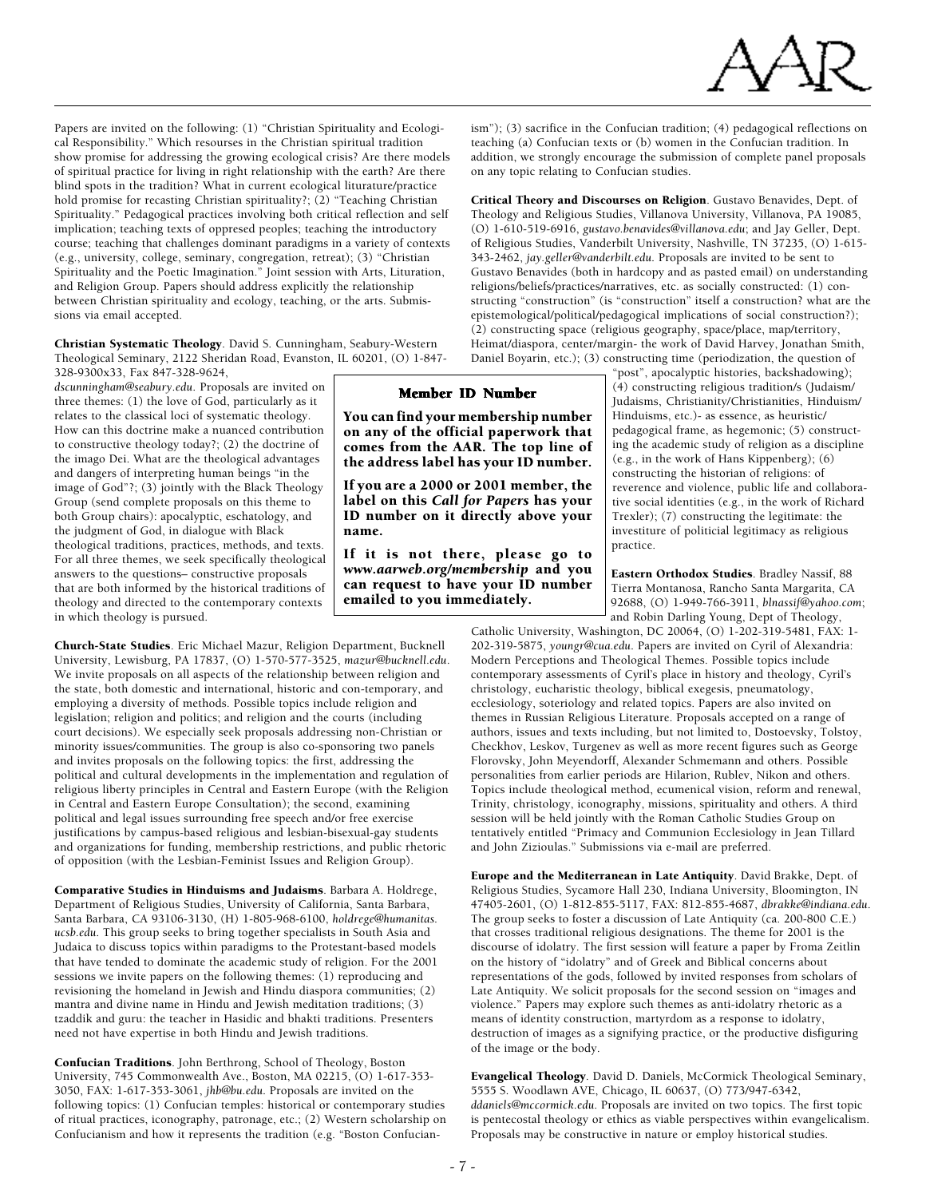Papers are invited on the following: (1) "Christian Spirituality and Ecological Responsibility." Which resourses in the Christian spiritual tradition show promise for addressing the growing ecological crisis? Are there models of spiritual practice for living in right relationship with the earth? Are there blind spots in the tradition? What in current ecological liturature/practice hold promise for recasting Christian spirituality?; (2) "Teaching Christian Spirituality." Pedagogical practices involving both critical reflection and self implication; teaching texts of oppresed peoples; teaching the introductory course; teaching that challenges dominant paradigms in a variety of contexts (e.g., university, college, seminary, congregation, retreat); (3) "Christian Spirituality and the Poetic Imagination." Joint session with Arts, Lituration, and Religion Group. Papers should address explicitly the relationship between Christian spirituality and ecology, teaching, or the arts. Submissions via email accepted.

**Christian Systematic Theology**. David S. Cunningham, Seabury-Western Theological Seminary, 2122 Sheridan Road, Evanston, IL 60201, (O) 1-847-328-9300x33, Fax 847-328-9624, *dscunningham@seabury.edu*. Proposals are invited on three themes: (1) the love of God, particularly as it relates to the classical loci of systematic theology. How can this doctrine make a nuanced contribution to constructive theology today?; (2) the doctrine of the imago Dei. What are the theological advantages and dangers of interpreting human beings "in the image of God"?; (3) jointly with the Black Theology Group (send complete proposals on this theme to both Group chairs): apocalyptic, eschatology, and the judgment of God, in dialogue with Black theological traditions, practices, methods, and texts. For all three themes, we seek specifically theological answers to the questions– constructive proposals that are both informed by the historical traditions of theology and directed to the contemporary contexts in which theology is pursued.

**Church-State Studies**. Eric Michael Mazur, Religion Department, Bucknell University, Lewisburg, PA 17837, (O) 1-570-577-3525, *mazur@bucknell.edu*. We invite proposals on all aspects of the relationship between religion and the state, both domestic and international, historic and con-temporary, and employing a diversity of methods. Possible topics include religion and legislation; religion and politics; and religion and the courts (including court decisions). We especially seek proposals addressing non-Christian or minority issues/communities. The group is also co-sponsoring two panels and invites proposals on the following topics: the first, addressing the political and cultural developments in the implementation and regulation of religious liberty principles in Central and Eastern Europe (with the Religion in Central and Eastern Europe Consultation); the second, examining political and legal issues surrounding free speech and/or free exercise justifications by campus-based religious and lesbian-bisexual-gay students and organizations for funding, membership restrictions, and public rhetoric of opposition (with the Lesbian-Feminist Issues and Religion Group).

**Comparative Studies in Hinduisms and Judaisms**. Barbara A. Holdrege, Department of Religious Studies, University of California, Santa Barbara, Santa Barbara, CA 93106-3130, (H) 1-805-968-6100, *holdrege@humanitas.ucsb.edu*. This group seeks to bring together specialists in South Asia and Judaica to discuss topics within paradigms to the Protestant-based models that have tended to dominate the academic study of religion. For the 2001 sessions we invite papers on the following themes: (1) reproducing and revisioning the homeland in Jewish and Hindu diaspora communities; (2) mantra and divine name in Hindu and Jewish meditation traditions; (3) tzaddik and guru: the teacher in Hasidic and bhakti traditions. Presenters need not have expertise in both Hindu and Jewish traditions.

**Confucian Traditions**. John Berthrong, School of Theology, Boston University, 745 Commonwealth Ave., Boston, MA 02215, (O) 1-617-353-3050, FAX: 1-617-353-3061, *jhb@bu.edu*. Proposals are invited on the following topics: (1) Confucian temples: historical or contemporary studies of ritual practices, iconography, patronage, etc.; (2) Western scholarship on Confucianism and how it represents the tradition (e.g. "Boston Confucianism"); (3) sacrifice in the Confucian tradition; (4) pedagogical reflections on teaching (a) Confucian texts or (b) women in the Confucian tradition. In addition, we strongly encourage the submission of complete panel proposals on any topic relating to Confucian studies.

**Critical Theory and Discourses on Religion**. Gustavo Benavides, Dept. of Theology and Religious Studies, Villanova University, Villanova, PA 19085, (O) 1-610-519-6916, *gustavo.benavides@villanova.edu*; and Jay Geller, Dept. of Religious Studies, Vanderbilt University, Nashville, TN 37235, (O) 1-615-343-2462, *jay.geller@vanderbilt.edu*. Proposals are invited to be sent to Gustavo Benavides (both in hardcopy and as pasted email) on understanding religions/beliefs/practices/narratives, etc. as socially constructed: (1) constructing "construction" (is "construction" itself a construction? what are the epistemological/political/pedagogical implications of social construction?); (2) constructing space (religious geography, space/place, map/territory, Heimat/diaspora, center/margin- the work of David Harvey, Jonathan Smith, Daniel Boyarin, etc.); (3) constructing time (periodization, the question of "post", apocalyptic histories, backshadowing); (4) constructing religious tradition/s (Judaism/Judaisms, Christianity/Christianities, Hinduism/Hinduisms, etc.)- as essence, as heuristic/pedagogical frame, as hegemonic; (5) constructing the academic study of religion as a discipline (e.g., in the work of Hans Kippenberg); (6) constructing the historian of religions: of reverence and violence, public life and collaborative social identities (e.g., in the work of Richard Trexler); (7) constructing the legitimate: the investiture of politicial legitimacy as religious practice.

**Eastern Orthodox Studies**. Bradley Nassif, 88 Tierra Montanosa, Rancho Santa Margarita, CA 92688, (O) 1-949-766-3911, *blnassif@yahoo.com*; and Robin Darling Young, Dept of Theology, Catholic University, Washington, DC 20064, (O) 1-202-319-5481, FAX: 1-202-319-5875, *youngr@cua.edu*. Papers are invited on Cyril of Alexandria: Modern Perceptions and Theological Themes. Possible topics include contemporary assessments of Cyril's place in history and theology, Cyril's christology, eucharistic theology, biblical exegesis, pneumatology, ecclesiology, soteriology and related topics. Papers are also invited on themes in Russian Religious Literature. Proposals accepted on a range of authors, issues and texts including, but not limited to, Dostoevsky, Tolstoy, Checkhov, Leskov, Turgenev as well as more recent figures such as George Florovsky, John Meyendorff, Alexander Schmemann and others. Possible personalities from earlier periods are Hilarion, Rublev, Nikon and others. Topics include theological method, ecumenical vision, reform and renewal, Trinity, christology, iconography, missions, spirituality and others. A third session will be held jointly with the Roman Catholic Studies Group on tentatively entitled "Primacy and Communion Ecclesiology in Jean Tillard and John Zizioulas." Submissions via e-mail are preferred.

**Europe and the Mediterranean in Late Antiquity**. David Brakke, Dept. of Religious Studies, Sycamore Hall 230, Indiana University, Bloomington, IN 47405-2601, (O) 1-812-855-5117, FAX: 812-855-4687, *dbrakke@indiana.edu*. The group seeks to foster a discussion of Late Antiquity (ca. 200-800 C.E.) that crosses traditional religious designations. The theme for 2001 is the discourse of idolatry. The first session will feature a paper by Froma Zeitlin on the history of "idolatry" and of Greek and Biblical concerns about representations of the gods, followed by invited responses from scholars of Late Antiquity. We solicit proposals for the second session on "images and violence." Papers may explore such themes as anti-idolatry rhetoric as a means of identity construction, martyrdom as a response to idolatry, destruction of images as a signifying practice, or the productive disfiguring of the image or the body.

**Evangelical Theology**. David D. Daniels, McCormick Theological Seminary, 5555 S. Woodlawn AVE, Chicago, IL 60637, (O) 773/947-6342, *ddaniels@mccormick.edu*. Proposals are invited on two topics. The first topic is pentecostal theology or ethics as viable perspectives within evangelicalism. Proposals may be constructive in nature or employ historical studies.

### Member ID Number

**You can find your membership number on any of the official paperwork that comes from the AAR. The top line of the address label has your ID number.**

**If you are a 2000 or 2001 member, the label on this *Call for Papers* has your ID number on it directly above your name.**

**If it is not there, please go to *www.aarweb.org/membership* and you can request to have your ID number emailed to you immediately.**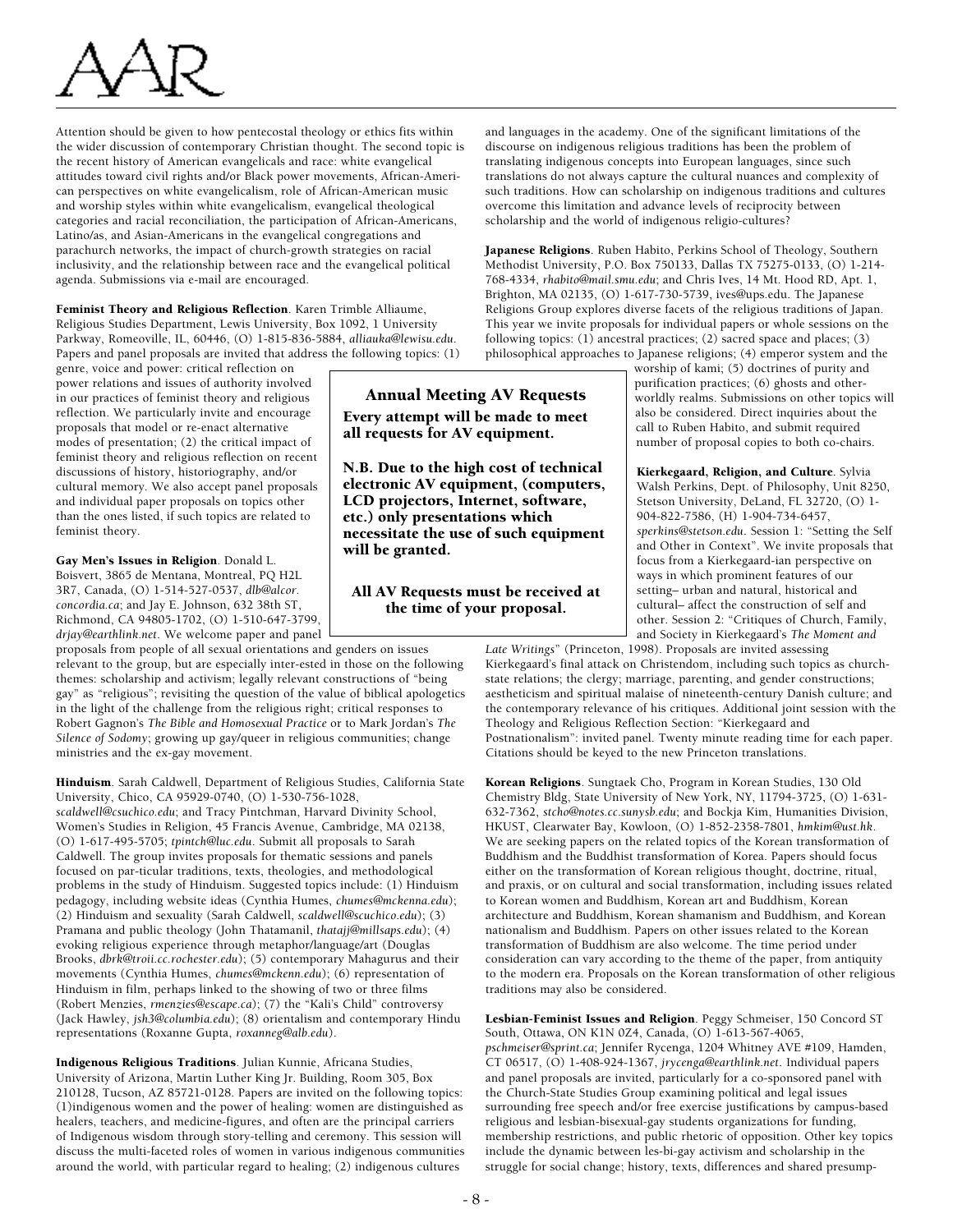Attention should be given to how pentecostal theology or ethics fits within the wider discussion of contemporary Christian thought. The second topic is the recent history of American evangelicals and race: white evangelical attitudes toward civil rights and/or Black power movements, African-American perspectives on white evangelicalism, role of African-American music and worship styles within white evangelicalism, evangelical theological categories and racial reconciliation, the participation of African-Americans, Latino/as, and Asian-Americans in the evangelical congregations and parachurch networks, the impact of church-growth strategies on racial inclusivity, and the relationship between race and the evangelical political agenda. Submissions via e-mail are encouraged.

**Feminist Theory and Religious Reflection**. Karen Trimble Alliaume, Religious Studies Department, Lewis University, Box 1092, 1 University Parkway, Romeoville, IL, 60446, (O) 1-815-836-5884, *alliauka@lewisu.edu*. Papers and panel proposals are invited that address the following topics: (1) genre, voice and power: critical reflection on power relations and issues of authority involved in our practices of feminist theory and religious reflection. We particularly invite and encourage proposals that model or re-enact alternative modes of presentation; (2) the critical impact of feminist theory and religious reflection on recent discussions of history, historiography, and/or cultural memory. We also accept panel proposals and individual paper proposals on topics other than the ones listed, if such topics are related to feminist theory.

**Gay Men's Issues in Religion**. Donald L. Boisvert, 3865 de Mentana, Montreal, PQ H2L 3R7, Canada, (O) 1-514-527-0537, *dlb@alcor.concordia.ca*; and Jay E. Johnson, 632 38th ST, Richmond, CA 94805-1702, (O) 1-510-647-3799, *drjay@earthlink.net*. We welcome paper and panel proposals from people of all sexual orientations and genders on issues relevant to the group, but are especially inter-ested in those on the following themes: scholarship and activism; legally relevant constructions of "being gay" as "religious"; revisiting the question of the value of biblical apologetics in the light of the challenge from the religious right; critical responses to Robert Gagnon's *The Bible and Homosexual Practice* or to Mark Jordan's *The Silence of Sodomy*; growing up gay/queer in religious communities; change ministries and the ex-gay movement.

**Hinduism**. Sarah Caldwell, Department of Religious Studies, California State University, Chico, CA 95929-0740, (O) 1-530-756-1028, *scaldwell@csuchico.edu*; and Tracy Pintchman, Harvard Divinity School, Women's Studies in Religion, 45 Francis Avenue, Cambridge, MA 02138, (O) 1-617-495-5705; *tpintch@luc.edu*. Submit all proposals to Sarah Caldwell. The group invites proposals for thematic sessions and panels focused on par-ticular traditions, texts, theologies, and methodological problems in the study of Hinduism. Suggested topics include: (1) Hinduism pedagogy, including website ideas (Cynthia Humes, *chumes@mckenna.edu*); (2) Hinduism and sexuality (Sarah Caldwell, *scaldwell@scuchico.edu*); (3) Pramana and public theology (John Thatamanil, *thatajj@millsaps.edu*); (4) evoking religious experience through metaphor/language/art (Douglas Brooks, *dbrk@troii.cc.rochester.edu*); (5) contemporary Mahagurus and their movements (Cynthia Humes, *chumes@mckenn.edu*); (6) representation of Hinduism in film, perhaps linked to the showing of two or three films (Robert Menzies, *rmenzies@escape.ca*); (7) the "Kali's Child" controversy (Jack Hawley, *jsh3@columbia.edu*); (8) orientalism and contemporary Hindu representations (Roxanne Gupta, *roxanneg@alb.edu*).

**Indigenous Religious Traditions**. Julian Kunnie, Africana Studies, University of Arizona, Martin Luther King Jr. Building, Room 305, Box 210128, Tucson, AZ 85721-0128. Papers are invited on the following topics: (1)indigenous women and the power of healing: women are distinguished as healers, teachers, and medicine-figures, and often are the principal carriers of Indigenous wisdom through story-telling and ceremony. This session will discuss the multi-faceted roles of women in various indigenous communities around the world, with particular regard to healing; (2) indigenous cultures and languages in the academy. One of the significant limitations of the discourse on indigenous religious traditions has been the problem of translating indigenous concepts into European languages, since such translations do not always capture the cultural nuances and complexity of such traditions. How can scholarship on indigenous traditions and cultures overcome this limitation and advance levels of reciprocity between scholarship and the world of indigenous religio-cultures?

**Japanese Religions**. Ruben Habito, Perkins School of Theology, Southern Methodist University, P.O. Box 750133, Dallas TX 75275-0133, (O) 1-214-768-4334, *rhabito@mail.smu.edu*; and Chris Ives, 14 Mt. Hood RD, Apt. 1, Brighton, MA 02135, (O) 1-617-730-5739, ives@ups.edu. The Japanese Religions Group explores diverse facets of the religious traditions of Japan. This year we invite proposals for individual papers or whole sessions on the following topics: (1) ancestral practices; (2) sacred space and places; (3) philosophical approaches to Japanese religions; (4) emperor system and the worship of kami; (5) doctrines of purity and purification practices; (6) ghosts and other-worldly realms. Submissions on other topics will also be considered. Direct inquiries about the call to Ruben Habito, and submit required number of proposal copies to both co-chairs.

**Kierkegaard, Religion, and Culture**. Sylvia Walsh Perkins, Dept. of Philosophy, Unit 8250, Stetson University, DeLand, FL 32720, (O) 1-904-822-7586, (H) 1-904-734-6457, *sperkins@stetson.edu*. Session 1: "Setting the Self and Other in Context". We invite proposals that focus from a Kierkegaard-ian perspective on ways in which prominent features of our setting– urban and natural, historical and cultural– affect the construction of self and other. Session 2: "Critiques of Church, Family, and Society in Kierkegaard's *The Moment and Late Writings*" (Princeton, 1998). Proposals are invited assessing Kierkegaard's final attack on Christendom, including such topics as church-state relations; the clergy; marriage, parenting, and gender constructions; aestheticism and spiritual malaise of nineteenth-century Danish culture; and the contemporary relevance of his critiques. Additional joint session with the Theology and Religious Reflection Section: "Kierkegaard and Postnationalism": invited panel. Twenty minute reading time for each paper. Citations should be keyed to the new Princeton translations.

**Korean Religions**. Sungtaek Cho, Program in Korean Studies, 130 Old Chemistry Bldg, State University of New York, NY, 11794-3725, (O) 1-631-632-7362, *stcho@notes.cc.sunysb.edu*; and Bockja Kim, Humanities Division, HKUST, Clearwater Bay, Kowloon, (O) 1-852-2358-7801, *hmkim@ust.hk*. We are seeking papers on the related topics of the Korean transformation of Buddhism and the Buddhist transformation of Korea. Papers should focus either on the transformation of Korean religious thought, doctrine, ritual, and praxis, or on cultural and social transformation, including issues related to Korean women and Buddhism, Korean art and Buddhism, Korean architecture and Buddhism, Korean shamanism and Buddhism, and Korean nationalism and Buddhism. Papers on other issues related to the Korean transformation of Buddhism are also welcome. The time period under consideration can vary according to the theme of the paper, from antiquity to the modern era. Proposals on the Korean transformation of other religious traditions may also be considered.

**Lesbian-Feminist Issues and Religion**. Peggy Schmeiser, 150 Concord ST South, Ottawa, ON K1N 0Z4, Canada, (O) 1-613-567-4065, *pschmeiser@sprint.ca*; Jennifer Rycenga, 1204 Whitney AVE #109, Hamden, CT 06517, (O) 1-408-924-1367, *jrycenga@earthlink.net*. Individual papers and panel proposals are invited, particularly for a co-sponsored panel with the Church-State Studies Group examining political and legal issues surrounding free speech and/or free exercise justifications by campus-based religious and lesbian-bisexual-gay students organizations for funding, membership restrictions, and public rhetoric of opposition. Other key topics include the dynamic between les-bi-gay activism and scholarship in the struggle for social change; history, texts, differences and shared presump-

---

**Annual Meeting AV Requests**

**Every attempt will be made to meet all requests for AV equipment.**

**N.B. Due to the high cost of technical electronic AV equipment, (computers, LCD projectors, Internet, software, etc.) only presentations which necessitate the use of such equipment will be granted.**

**All AV Requests must be received at the time of your proposal.**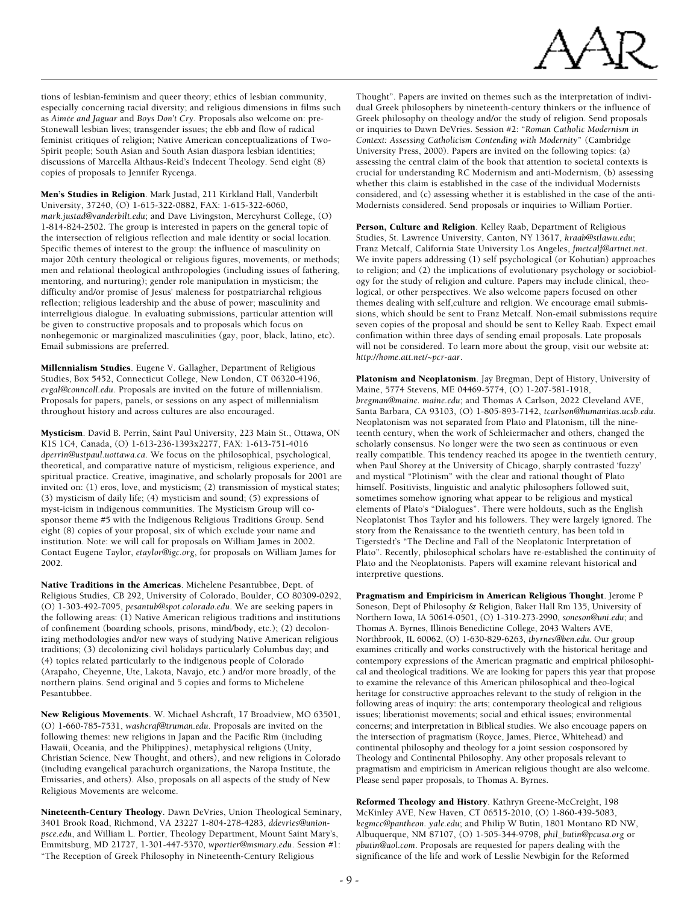tions of lesbian-feminism and queer theory; ethics of lesbian community, especially concerning racial diversity; and religious dimensions in films such as *Aimée and Jaguar* and *Boys Don't Cry*. Proposals also welcome on: pre-Stonewall lesbian lives; transgender issues; the ebb and flow of radical feminist critiques of religion; Native American conceptualizations of Two-Spirit people; South Asian and South Asian diaspora lesbian identities; discussions of Marcella Althaus-Reid's Indecent Theology. Send eight (8) copies of proposals to Jennifer Rycenga.

**Men's Studies in Religion**. Mark Justad, 211 Kirkland Hall, Vanderbilt University, 37240, (O) 1-615-322-0882, FAX: 1-615-322-6060, *mark.justad@vanderbilt.edu*; and Dave Livingston, Mercyhurst College, (O) 1-814-824-2502. The group is interested in papers on the general topic of the intersection of religious reflection and male identity or social location. Specific themes of interest to the group: the influence of masculinity on major 20th century theological or religious figures, movements, or methods; men and relational theological anthropologies (including issues of fathering, mentoring, and nurturing); gender role manipulation in mysticism; the difficulty and/or promise of Jesus' maleness for postpatriarchal religious reflection; religious leadership and the abuse of power; masculinity and interreligious dialogue. In evaluating submissions, particular attention will be given to constructive proposals and to proposals which focus on nonhegemonic or marginalized masculinities (gay, poor, black, latino, etc). Email submissions are preferred.

**Millennialism Studies**. Eugene V. Gallagher, Department of Religious Studies, Box 5452, Connecticut College, New London, CT 06320-4196, *evgal@conncoll.edu*. Proposals are invited on the future of millennialism. Proposals for papers, panels, or sessions on any aspect of millennialism throughout history and across cultures are also encouraged.

**Mysticism**. David B. Perrin, Saint Paul University, 223 Main St., Ottawa, ON K1S 1C4, Canada, (O) 1-613-236-1393x2277, FAX: 1-613-751-4016 *dperrin@ustpaul.uottawa.ca*. We focus on the philosophical, psychological, theoretical, and comparative nature of mysticism, religious experience, and spiritual practice. Creative, imaginative, and scholarly proposals for 2001 are invited on: (1) eros, love, and mysticism; (2) transmission of mystical states; (3) mysticism of daily life; (4) mysticism and sound; (5) expressions of myst-icism in indigenous communities. The Mysticism Group will co-sponsor theme #5 with the Indigenous Religious Traditions Group. Send eight (8) copies of your proposal, six of which exclude your name and institution. Note: we will call for proposals on William James in 2002. Contact Eugene Taylor, *etaylor@igc.org*, for proposals on William James for 2002.

**Native Traditions in the Americas**. Michelene Pesantubbee, Dept. of Religious Studies, CB 292, University of Colorado, Boulder, CO 80309-0292, (O) 1-303-492-7095, *pesantub@spot.colorado.edu*. We are seeking papers in the following areas: (1) Native American religious traditions and institutions of confinement (boarding schools, prisons, mind/body, etc.); (2) decolonizing methodologies and/or new ways of studying Native American religious traditions; (3) decolonizing civil holidays particularly Columbus day; and (4) topics related particularly to the indigenous people of Colorado (Arapaho, Cheyenne, Ute, Lakota, Navajo, etc.) and/or more broadly, of the northern plains. Send original and 5 copies and forms to Michelene Pesantubbee.

**New Religious Movements**. W. Michael Ashcraft, 17 Broadview, MO 63501, (O) 1-660-785-7531, *washcraf@truman.edu*. Proposals are invited on the following themes: new religions in Japan and the Pacific Rim (including Hawaii, Oceania, and the Philippines), metaphysical religions (Unity, Christian Science, New Thought, and others), and new religions in Colorado (including evangelical parachurch organizations, the Naropa Institute, the Emissaries, and others). Also, proposals on all aspects of the study of New Religious Movements are welcome.

**Nineteenth-Century Theology**. Dawn DeVries, Union Theological Seminary, 3401 Brook Road, Richmond, VA 23227 1-804-278-4283, *ddevries@union-psce.edu*, and William L. Portier, Theology Department, Mount Saint Mary's, Emmitsburg, MD 21727, 1-301-447-5370, *wportier@msmary.edu*. Session #1: "The Reception of Greek Philosophy in Nineteenth-Century Religious Thought". Papers are invited on themes such as the interpretation of individual Greek philosophers by nineteenth-century thinkers or the influence of Greek philosophy on theology and/or the study of religion. Send proposals or inquiries to Dawn DeVries. Session #2: "*Roman Catholic Modernism in Context: Assessing Catholicism Contending with Modernity*" (Cambridge University Press, 2000). Papers are invited on the following topics: (a) assessing the central claim of the book that attention to societal contexts is crucial for understanding RC Modernism and anti-Modernism, (b) assessing whether this claim is established in the case of the individual Modernists considered, and (c) assessing whether it is established in the case of the anti-Modernists considered. Send proposals or inquiries to William Portier.

**Person, Culture and Religion**. Kelley Raab, Department of Religious Studies, St. Lawrence University, Canton, NY 13617, *kraab@stlawu.edu*; Franz Metcalf, California State University Los Angeles, *fmetcalf@artnet.net*. We invite papers addressing (1) self psychological (or Kohutian) approaches to religion; and (2) the implications of evolutionary psychology or sociobiology for the study of religion and culture. Papers may include clinical, theological, or other perspectives. We also welcome papers focused on other themes dealing with self,culture and religion. We encourage email submissions, which should be sent to Franz Metcalf. Non-email submissions require seven copies of the proposal and should be sent to Kelley Raab. Expect email confimation within three days of sending email proposals. Late proposals will not be considered. To learn more about the group, visit our website at: *http://home.att.net/~pcr-aar*.

**Platonism and Neoplatonism**. Jay Bregman, Dept of History, University of Maine, 5774 Stevens, ME 04469-5774, (O) 1-207-581-1918, *bregman@maine. maine.edu*; and Thomas A Carlson, 2022 Cleveland AVE, Santa Barbara, CA 93103, (O) 1-805-893-7142, *tcarlson@humanitas.ucsb.edu*. Neoplatonism was not separated from Plato and Platonism, till the nineteenth century, when the work of Schleiermacher and others, changed the scholarly consensus. No longer were the two seen as continuous or even really compatible. This tendency reached its apogee in the twentieth century, when Paul Shorey at the University of Chicago, sharply contrasted 'fuzzy' and mystical "Plotinism" with the clear and rational thought of Plato himself. Positivists, linguistic and analytic philosophers followed suit, sometimes somehow ignoring what appear to be religious and mystical elements of Plato's "Dialogues". There were holdouts, such as the English Neoplatonist Thos Taylor and his followers. They were largely ignored. The story from the Renaissance to the twentieth century, has been told in Tigerstedt's "The Decline and Fall of the Neoplatonic Interpretation of Plato". Recently, philosophical scholars have re-established the continuity of Plato and the Neoplatonists. Papers will examine relevant historical and interpretive questions.

**Pragmatism and Empiricism in American Religious Thought**. Jerome P Soneson, Dept of Philosophy & Religion, Baker Hall Rm 135, University of Northern Iowa, IA 50614-0501, (O) 1-319-273-2990, *soneson@uni.edu*; and Thomas A. Byrnes, Illinois Benedictine College, 2043 Walters AVE, Northbrook, IL 60062, (O) 1-630-829-6263, *tbyrnes@ben.edu*. Our group examines critically and works constructively with the historical heritage and contempory expressions of the American pragmatic and empirical philosophical and theological traditions. We are looking for papers this year that propose to examine the relevance of this American philosophical and theo-logical heritage for constructive approaches relevant to the study of religion in the following areas of inquiry: the arts; contemporary theological and religious issues; liberationist movements; social and ethical issues; environmental concerns; and interpretation in Biblical studies. We also encouage papers on the intersection of pragmatism (Royce, James, Pierce, Whitehead) and continental philosophy and theology for a joint session cosponsored by Theology and Continental Philosophy. Any other proposals relevant to pragmatism and empiricism in American religious thought are also welcome. Please send paper proposals, to Thomas A. Byrnes.

**Reformed Theology and History**. Kathryn Greene-McCreight, 198 McKinley AVE, New Haven, CT 06515-2010, (O) 1-860-439-5083, *kegmcc@pantheon. yale.edu*; and Philip W Butin, 1801 Montano RD NW, Albuquerque, NM 87107, (O) 1-505-344-9798, *phil_butin@pcusa.org* or *pbutin@aol.com*. Proposals are requested for papers dealing with the significance of the life and work of Lesslie Newbigin for the Reformed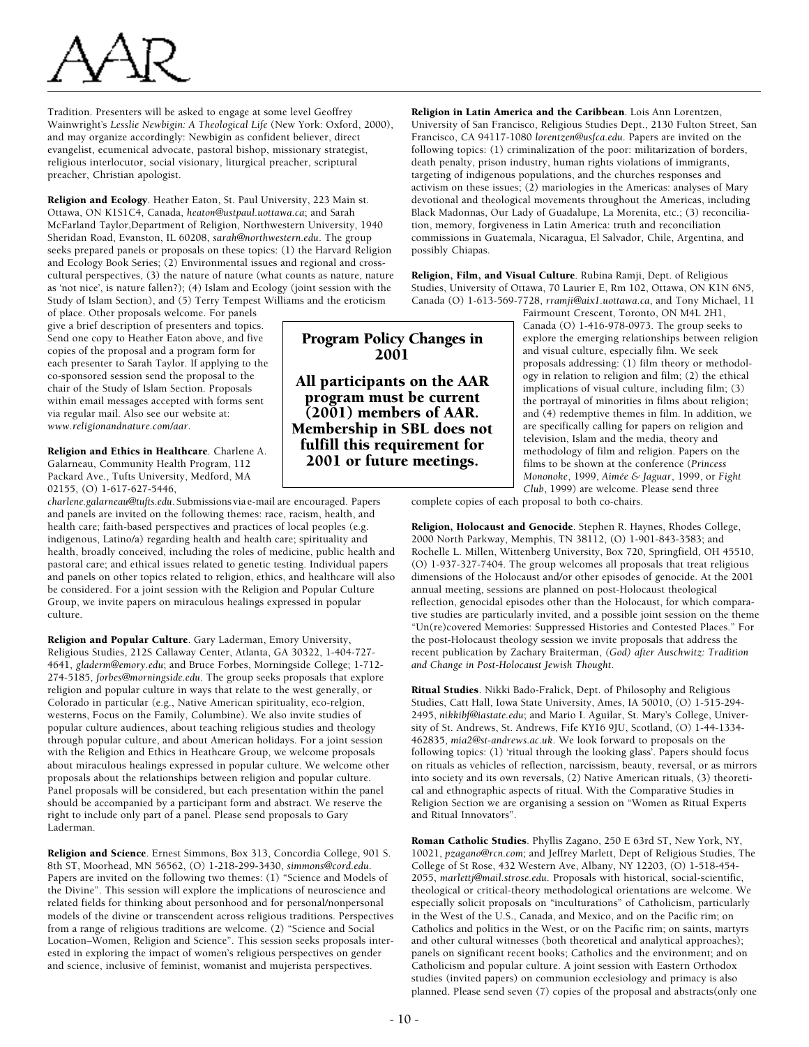Tradition. Presenters will be asked to engage at some level Geoffrey Wainwright's *Lesslie Newbigin: A Theological Life* (New York: Oxford, 2000), and may organize accordingly: Newbigin as confident believer, direct evangelist, ecumenical advocate, pastoral bishop, missionary strategist, religious interlocutor, social visionary, liturgical preacher, scriptural preacher, Christian apologist.

**Religion and Ecology**. Heather Eaton, St. Paul University, 223 Main st. Ottawa, ON K1S1C4, Canada, *heaton@ustpaul.uottawa.ca*; and Sarah McFarland Taylor,Department of Religion, Northwestern University, 1940 Sheridan Road, Evanston, IL 60208, *sarah@northwestern.edu*. The group seeks prepared panels or proposals on these topics: (1) the Harvard Religion and Ecology Book Series; (2) Environmental issues and regional and cross-cultural perspectives, (3) the nature of nature (what counts as nature, nature as 'not nice', is nature fallen?); (4) Islam and Ecology (joint session with the Study of Islam Section), and (5) Terry Tempest Williams and the eroticism of place. Other proposals welcome. For panels give a brief description of presenters and topics. Send one copy to Heather Eaton above, and five copies of the proposal and a program form for each presenter to Sarah Taylor. If applying to the co-sponsored session send the proposal to the chair of the Study of Islam Section. Proposals within email messages accepted with forms sent via regular mail. Also see our website at: *www.religionandnature.com/aar*.

**Religion and Ethics in Healthcare**. Charlene A. Galarneau, Community Health Program, 112 Packard Ave., Tufts University, Medford, MA 02155, (O) 1-617-627-5446, *charlene.galarneau@tufts.edu*. Submissions via e-mail are encouraged. Papers and panels are invited on the following themes: race, racism, health, and health care; faith-based perspectives and practices of local peoples (e.g. indigenous, Latino/a) regarding health and health care; spirituality and health, broadly conceived, including the roles of medicine, public health and pastoral care; and ethical issues related to genetic testing. Individual papers and panels on other topics related to religion, ethics, and healthcare will also be considered. For a joint session with the Religion and Popular Culture Group, we invite papers on miraculous healings expressed in popular culture.

**Religion and Popular Culture**. Gary Laderman, Emory University, Religious Studies, 212S Callaway Center, Atlanta, GA 30322, 1-404-727-4641, *gladerm@emory.edu*; and Bruce Forbes, Morningside College; 1-712-274-5185, *forbes@morningside.edu*. The group seeks proposals that explore religion and popular culture in ways that relate to the west generally, or Colorado in particular (e.g., Native American spirituality, eco-relgion, westerns, Focus on the Family, Columbine). We also invite studies of popular culture audiences, about teaching religious studies and theology through popular culture, and about American holidays. For a joint session with the Religion and Ethics in Heathcare Group, we welcome proposals about miraculous healings expressed in popular culture. We welcome other proposals about the relationships between religion and popular culture. Panel proposals will be considered, but each presentation within the panel should be accompanied by a participant form and abstract. We reserve the right to include only part of a panel. Please send proposals to Gary Laderman.

**Religion and Science**. Ernest Simmons, Box 313, Concordia College, 901 S. 8th St, Moorhead, MN 56562, (O) 1-218-299-3430, *simmons@cord.edu*. Papers are invited on the following two themes: (1) "Science and Models of the Divine". This session will explore the implications of neuroscience and related fields for thinking about personhood and for personal/nonpersonal models of the divine or transcendent across religious traditions. Perspectives from a range of religious traditions are welcome. (2) "Science and Social Location–Women, Religion and Science". This session seeks proposals interested in exploring the impact of women's religious perspectives on gender and science, inclusive of feminist, womanist and mujerista perspectives.

**Program Policy Changes in 2001**

**All participants on the AAR program must be current (2001) members of AAR. Membership in SBL does not fulfill this requirement for 2001 or future meetings.**

**Religion in Latin America and the Caribbean**. Lois Ann Lorentzen, University of San Francisco, Religious Studies Dept., 2130 Fulton Street, San Francisco, CA 94117-1080 *lorentzen@usfca.edu*. Papers are invited on the following topics: (1) criminalization of the poor: militarization of borders, death penalty, prison industry, human rights violations of immigrants, targeting of indigenous populations, and the churches responses and activism on these issues; (2) mariologies in the Americas: analyses of Mary devotional and theological movements throughout the Americas, including Black Madonnas, Our Lady of Guadalupe, La Morenita, etc.; (3) reconciliation, memory, forgiveness in Latin America: truth and reconciliation commissions in Guatemala, Nicaragua, El Salvador, Chile, Argentina, and possibly Chiapas.

**Religion, Film, and Visual Culture**. Rubina Ramji, Dept. of Religious Studies, University of Ottawa, 70 Laurier E, Rm 102, Ottawa, ON K1N 6N5, Canada (O) 1-613-569-7728, *rramji@aix1.uottawa.ca*, and Tony Michael, 11 Fairmount Crescent, Toronto, ON M4L 2H1, Canada (O) 1-416-978-0973. The group seeks to explore the emerging relationships between religion and visual culture, especially film. We seek proposals addressing: (1) film theory or methodology in relation to religion and film; (2) the ethical implications of visual culture, including film; (3) the portrayal of minorities in films about religion; and (4) redemptive themes in film. In addition, we are specifically calling for papers on religion and television, Islam and the media, theory and methodology of film and religion. Papers on the films to be shown at the conference (*Princess Mononoke*, 1999, *Aimée & Jaguar*, 1999, or *Fight Club*, 1999) are welcome. Please send three complete copies of each proposal to both co-chairs.

**Religion, Holocaust and Genocide**. Stephen R. Haynes, Rhodes College, 2000 North Parkway, Memphis, TN 38112, (O) 1-901-843-3583; and Rochelle L. Millen, Wittenberg University, Box 720, Springfield, OH 45510, (O) 1-937-327-7404. The group welcomes all proposals that treat religious dimensions of the Holocaust and/or other episodes of genocide. At the 2001 annual meeting, sessions are planned on post-Holocaust theological reflection, genocidal episodes other than the Holocaust, for which comparative studies are particularly invited, and a possible joint session on the theme "Un(re)covered Memories: Suppressed Histories and Contested Places." For the post-Holocaust theology session we invite proposals that address the recent publication by Zachary Braiterman, *(God) after Auschwitz: Tradition and Change in Post-Holocaust Jewish Thought*.

**Ritual Studies**. Nikki Bado-Fralick, Dept. of Philosophy and Religious Studies, Catt Hall, Iowa State University, Ames, IA 50010, (O) 1-515-294-2495, *nikkibf@iastate.edu*; and Mario I. Aguilar, St. Mary's College, University of St. Andrews, St. Andrews, Fife KY16 9JU, Scotland, (O) 1-44-1334-462835, *mia2@st-andrews.ac.uk*. We look forward to proposals on the following topics: (1) 'ritual through the looking glass'. Papers should focus on rituals as vehicles of reflection, narcissism, beauty, reversal, or as mirrors into society and its own reversals, (2) Native American rituals, (3) theoretical and ethnographic aspects of ritual. With the Comparative Studies in Religion Section we are organising a session on "Women as Ritual Experts and Ritual Innovators".

**Roman Catholic Studies**. Phyllis Zagano, 250 E 63rd ST, New York, NY, 10021, *pzagano@rcn.com*; and Jeffrey Marlett, Dept of Religious Studies, The College of St Rose, 432 Western Ave, Albany, NY 12203, (O) 1-518-454-2055, *marlettj@mail.strose.edu*. Proposals with historical, social-scientific, theological or critical-theory methodological orientations are welcome. We especially solicit proposals on "inculturations" of Catholicism, particularly in the West of the U.S., Canada, and Mexico, and on the Pacific rim; on Catholics and politics in the West, or on the Pacific rim; on saints, martyrs and other cultural witnesses (both theoretical and analytical approaches); panels on significant recent books; Catholics and the environment; and on Catholicism and popular culture. A joint session with Eastern Orthodox studies (invited papers) on communion ecclesiology and primacy is also planned. Please send seven (7) copies of the proposal and abstracts(only one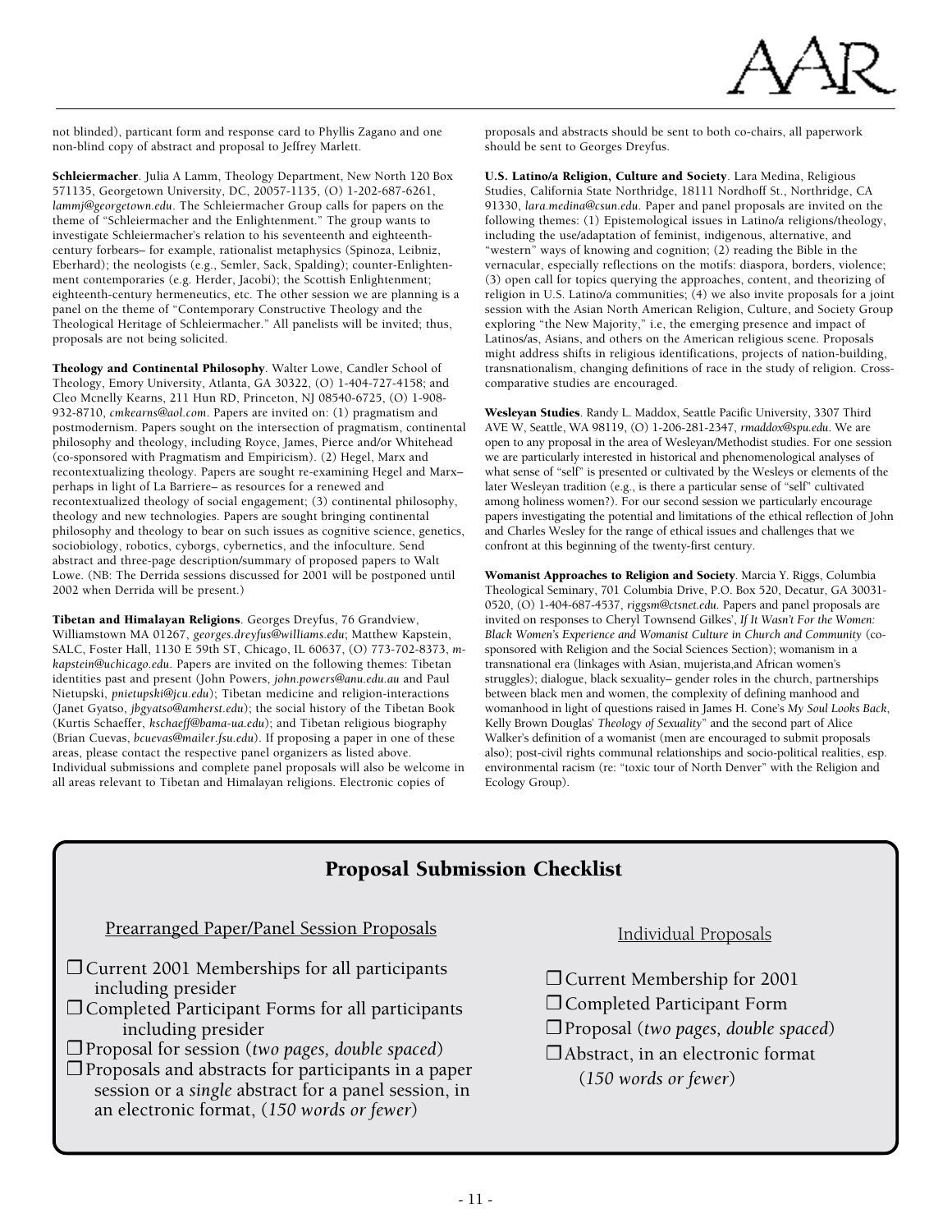not blinded), particant form and response card to Phyllis Zagano and one non-blind copy of abstract and proposal to Jeffrey Marlett.

**Schleiermacher**. Julia A Lamm, Theology Department, New North 120 Box 571135, Georgetown University, DC, 20057-1135, (O) 1-202-687-6261, *lammj@georgetown.edu*. The Schleiermacher Group calls for papers on the theme of "Schleiermacher and the Enlightenment." The group wants to investigate Schleiermacher's relation to his seventeenth and eighteenth-century forbears– for example, rationalist metaphysics (Spinoza, Leibniz, Eberhard); the neologists (e.g., Semler, Sack, Spalding); counter-Enlightenment contemporaries (e.g. Herder, Jacobi); the Scottish Enlightenment; eighteenth-century hermeneutics, etc. The other session we are planning is a panel on the theme of "Contemporary Constructive Theology and the Theological Heritage of Schleiermacher." All panelists will be invited; thus, proposals are not being solicited.

**Theology and Continental Philosophy**. Walter Lowe, Candler School of Theology, Emory University, Atlanta, GA 30322, (O) 1-404-727-4158; and Cleo Mcnelly Kearns, 211 Hun RD, Princeton, NJ 08540-6725, (O) 1-908-932-8710, *cmkearns@aol.com*. Papers are invited on: (1) pragmatism and postmodernism. Papers sought on the intersection of pragmatism, continental philosophy and theology, including Royce, James, Pierce and/or Whitehead (co-sponsored with Pragmatism and Empiricism). (2) Hegel, Marx and recontextualizing theology. Papers are sought re-examining Hegel and Marx– perhaps in light of La Barriere– as resources for a renewed and recontextualized theology of social engagement; (3) continental philosophy, theology and new technologies. Papers are sought bringing continental philosophy and theology to bear on such issues as cognitive science, genetics, sociobiology, robotics, cyborgs, cybernetics, and the infoculture. Send abstract and three-page description/summary of proposed papers to Walt Lowe. (NB: The Derrida sessions discussed for 2001 will be postponed until 2002 when Derrida will be present.)

**Tibetan and Himalayan Religions**. Georges Dreyfus, 76 Grandview, Williamstown MA 01267, *georges.dreyfus@williams.edu*; Matthew Kapstein, SALC, Foster Hall, 1130 E 59th ST, Chicago, IL 60637, (O) 773-702-8373, *m-kapstein@uchicago.edu*. Papers are invited on the following themes: Tibetan identities past and present (John Powers, *john.powers@anu.edu.au* and Paul Nietupski, *pnietupski@jcu.edu*); Tibetan medicine and religion-interactions (Janet Gyatso, *jbgyatso@amherst.edu*); the social history of the Tibetan Book (Kurtis Schaeffer, *kschaeff@bama-ua.edu*); and Tibetan religious biography (Brian Cuevas, *bcuevas@mailer.fsu.edu*). If proposing a paper in one of these areas, please contact the respective panel organizers as listed above. Individual submissions and complete panel proposals will also be welcome in all areas relevant to Tibetan and Himalayan religions. Electronic copies of proposals and abstracts should be sent to both co-chairs, all paperwork should be sent to Georges Dreyfus.

**U.S. Latino/a Religion, Culture and Society**. Lara Medina, Religious Studies, California State Northridge, 18111 Nordhoff St., Northridge, CA 91330, *lara.medina@csun.edu*. Paper and panel proposals are invited on the following themes: (1) Epistemological issues in Latino/a religions/theology, including the use/adaptation of feminist, indigenous, alternative, and "western" ways of knowing and cognition; (2) reading the Bible in the vernacular, especially reflections on the motifs: diaspora, borders, violence; (3) open call for topics querying the approaches, content, and theorizing of religion in U.S. Latino/a communities; (4) we also invite proposals for a joint session with the Asian North American Religion, Culture, and Society Group exploring "the New Majority," i.e, the emerging presence and impact of Latinos/as, Asians, and others on the American religious scene. Proposals might address shifts in religious identifications, projects of nation-building, transnationalism, changing definitions of race in the study of religion. Cross-comparative studies are encouraged.

**Wesleyan Studies**. Randy L. Maddox, Seattle Pacific University, 3307 Third AVE W, Seattle, WA 98119, (O) 1-206-281-2347, *rmaddox@spu.edu*. We are open to any proposal in the area of Wesleyan/Methodist studies. For one session we are particularly interested in historical and phenomenological analyses of what sense of "self" is presented or cultivated by the Wesleys or elements of the later Wesleyan tradition (e.g., is there a particular sense of "self" cultivated among holiness women?). For our second session we particularly encourage papers investigating the potential and limitations of the ethical reflection of John and Charles Wesley for the range of ethical issues and challenges that we confront at this beginning of the twenty-first century.

**Womanist Approaches to Religion and Society**. Marcia Y. Riggs, Columbia Theological Seminary, 701 Columbia Drive, P.O. Box 520, Decatur, GA 30031-0520, (O) 1-404-687-4537, *riggsm@ctsnet.edu.* Papers and panel proposals are invited on responses to Cheryl Townsend Gilkes', *If It Wasn't For the Women: Black Women's Experience and Womanist Culture in Church and Community* (co-sponsored with Religion and the Social Sciences Section); womanism in a transnational era (linkages with Asian, mujerista,and African women's struggles); dialogue, black sexuality– gender roles in the church, partnerships between black men and women, the complexity of defining manhood and womanhood in light of questions raised in James H. Cone's *My Soul Looks Back*, Kelly Brown Douglas' *Theology of Sexuality*" and the second part of Alice Walker's definition of a womanist (men are encouraged to submit proposals also); post-civil rights communal relationships and socio-political realities, esp. environmental racism (re: "toxic tour of North Denver" with the Religion and Ecology Group).

## Proposal Submission Checklist

### Prearranged Paper/Panel Session Proposals

- ❑ Current 2001 Memberships for all participants including presider
- ❑ Completed Participant Forms for all participants including presider
- ❑ Proposal for session (*two pages, double spaced*)
- ❑ Proposals and abstracts for participants in a paper session or a *single* abstract for a panel session, in an electronic format, (*150 words or fewer*)

### Individual Proposals

- ❑ Current Membership for 2001
- ❑ Completed Participant Form
- ❑ Proposal (*two pages, double spaced*)
- ❑ Abstract, in an electronic format (*150 words or fewer*)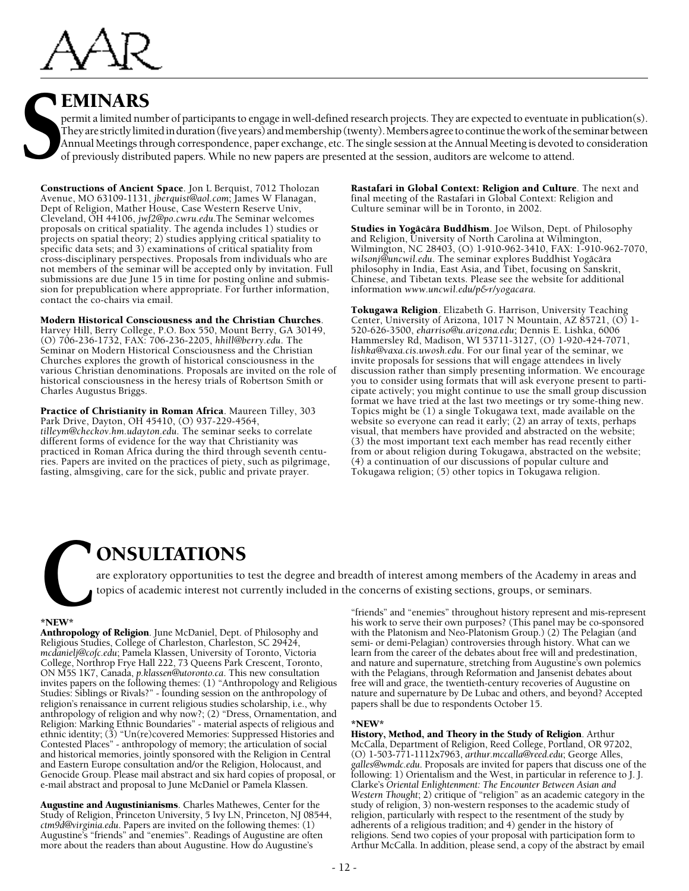## SEMINARS

permit a limited number of participants to engage in well-defined research projects. They are expected to eventuate in publication(s). They are strictly limited in duration (five years) and membership (twenty). Members agree to continue the work of the seminar between Annual Meetings through correspondence, paper exchange, etc. The single session at the Annual Meeting is devoted to consideration of previously distributed papers. While no new papers are presented at the session, auditors are welcome to attend.

**Constructions of Ancient Space**. Jon L Berquist, 7012 Tholozan Avenue, MO 63109-1131, *jberquist@aol.com*; James W Flanagan, Dept of Religion, Mather House, Case Western Reserve Univ, Cleveland, OH 44106, *jwf2@po.cwru.edu*.The Seminar welcomes proposals on critical spatiality. The agenda includes 1) studies or projects on spatial theory; 2) studies applying critical spatiality to specific data sets; and 3) examinations of critical spatiality from cross-disciplinary perspectives. Proposals from individuals who are not members of the seminar will be accepted only by invitation. Full submissions are due June 15 in time for posting online and submission for prepublication where appropriate. For further information, contact the co-chairs via email.

**Modern Historical Consciousness and the Christian Churches**. Harvey Hill, Berry College, P.O. Box 550, Mount Berry, GA 30149, (O) 706-236-1732, FAX: 706-236-2205, *hhill@berry.edu*. The Seminar on Modern Historical Consciousness and the Christian Churches explores the growth of historical consciousness in the various Christian denominations. Proposals are invited on the role of historical consciousness in the heresy trials of Robertson Smith or Charles Augustus Briggs.

**Practice of Christianity in Roman Africa**. Maureen Tilley, 303 Park Drive, Dayton, OH 45410, (O) 937-229-4564, *tilleym@checkov.hm.udayton.edu*. The seminar seeks to correlate different forms of evidence for the way that Christianity was practiced in Roman Africa during the third through seventh centuries. Papers are invited on the practices of piety, such as pilgrimage, fasting, almsgiving, care for the sick, public and private prayer.

**Rastafari in Global Context: Religion and Culture**. The next and final meeting of the Rastafari in Global Context: Religion and Culture seminar will be in Toronto, in 2002.

**Studies in Yogâcâra Buddhism**. Joe Wilson, Dept. of Philosophy and Religion, University of North Carolina at Wilmington, Wilmington, NC 28403, (O) 1-910-962-3410, FAX: 1-910-962-7070, *wilsonj@uncwil.edu*. The seminar explores Buddhist Yogâcâra philosophy in India, East Asia, and Tibet, focusing on Sanskrit, Chinese, and Tibetan texts. Please see the website for additional information *www.uncwil.edu/p&r/yogacara*.

**Tokugawa Religion**. Elizabeth G. Harrison, University Teaching Center, University of Arizona, 1017 N Mountain, AZ 85721, (O) 1-520-626-3500, *eharriso@u.arizona.edu*; Dennis E. Lishka, 6006 Hammersley Rd, Madison, WI 53711-3127, (O) 1-920-424-7071, *lishka@vaxa.cis.uwosh.edu*. For our final year of the seminar, we invite proposals for sessions that will engage attendees in lively discussion rather than simply presenting information. We encourage you to consider using formats that will ask everyone present to participate actively; you might continue to use the small group discussion format we have tried at the last two meetings or try some-thing new. Topics might be (1) a single Tokugawa text, made available on the website so everyone can read it early; (2) an array of texts, perhaps visual, that members have provided and abstracted on the website; (3) the most important text each member has read recently either from or about religion during Tokugawa, abstracted on the website; (4) a continuation of our discussions of popular culture and Tokugawa religion; (5) other topics in Tokugawa religion.

## CONSULTATIONS

are exploratory opportunities to test the degree and breadth of interest among members of the Academy in areas and topics of academic interest not currently included in the concerns of existing sections, groups, or seminars.

**\*NEW\***
**Anthropology of Religion**. June McDaniel, Dept. of Philosophy and Religious Studies, College of Charleston, Charleston, SC 29424, *mcdanielj@cofc.edu*; Pamela Klassen, University of Toronto, Victoria College, Northrop Frye Hall 222, 73 Queens Park Crescent, Toronto, ON M5S 1K7, Canada, *p.klassen@utoronto.ca*. This new consultation invites papers on the following themes: (1) "Anthropology and Religious Studies: Siblings or Rivals?" - founding session on the anthropology of religion's renaissance in current religious studies scholarship, i.e., why anthropology of religion and why now?; (2) "Dress, Ornamentation, and Religion: Marking Ethnic Boundaries" - material aspects of religious and ethnic identity; (3) "Un(re)covered Memories: Suppressed Histories and Contested Places" - anthropology of memory; the articulation of social and historical memories, jointly sponsored with the Religion in Central and Eastern Europe consultation and/or the Religion, Holocaust, and Genocide Group. Please mail abstract and six hard copies of proposal, or e-mail abstract and proposal to June McDaniel or Pamela Klassen.

**Augustine and Augustinianisms**. Charles Mathewes, Center for the Study of Religion, Princeton University, 5 Ivy LN, Princeton, NJ 08544, *ctm9d@virginia.edu*. Papers are invited on the following themes: (1) Augustine's "friends" and "enemies". Readings of Augustine are often more about the readers than about Augustine. How do Augustine's "friends" and "enemies" throughout history represent and mis-represent his work to serve their own purposes? (This panel may be co-sponsored with the Platonism and Neo-Platonism Group.) (2) The Pelagian (and semi- or demi-Pelagian) controversies through history. What can we learn from the career of the debates about free will and predestination, and nature and supernature, stretching from Augustine's own polemics with the Pelagians, through Reformation and Jansenist debates about free will and grace, the twentieth-century recoveries of Augustine on nature and supernature by De Lubac and others, and beyond? Accepted papers shall be due to respondents October 15.

**\*NEW\***
**History, Method, and Theory in the Study of Religion**. Arthur McCalla, Department of Religion, Reed College, Portland, OR 97202, (O) 1-503-771-1112x7963, *arthur.mccalla@reed.edu*; George Alles, *galles@wmdc.edu*. Proposals are invited for papers that discuss one of the following: 1) Orientalism and the West, in particular in reference to J. J. Clarke's *Oriental Enlightenment: The Encounter Between Asian and Western Thought*; 2) critique of "religion" as an academic category in the study of religion, 3) non-western responses to the academic study of religion, particularly with respect to the resentment of the study by adherents of a religious tradition; and 4) gender in the history of religions. Send two copies of your proposal with participation form to Arthur McCalla. In addition, please send, a copy of the abstract by email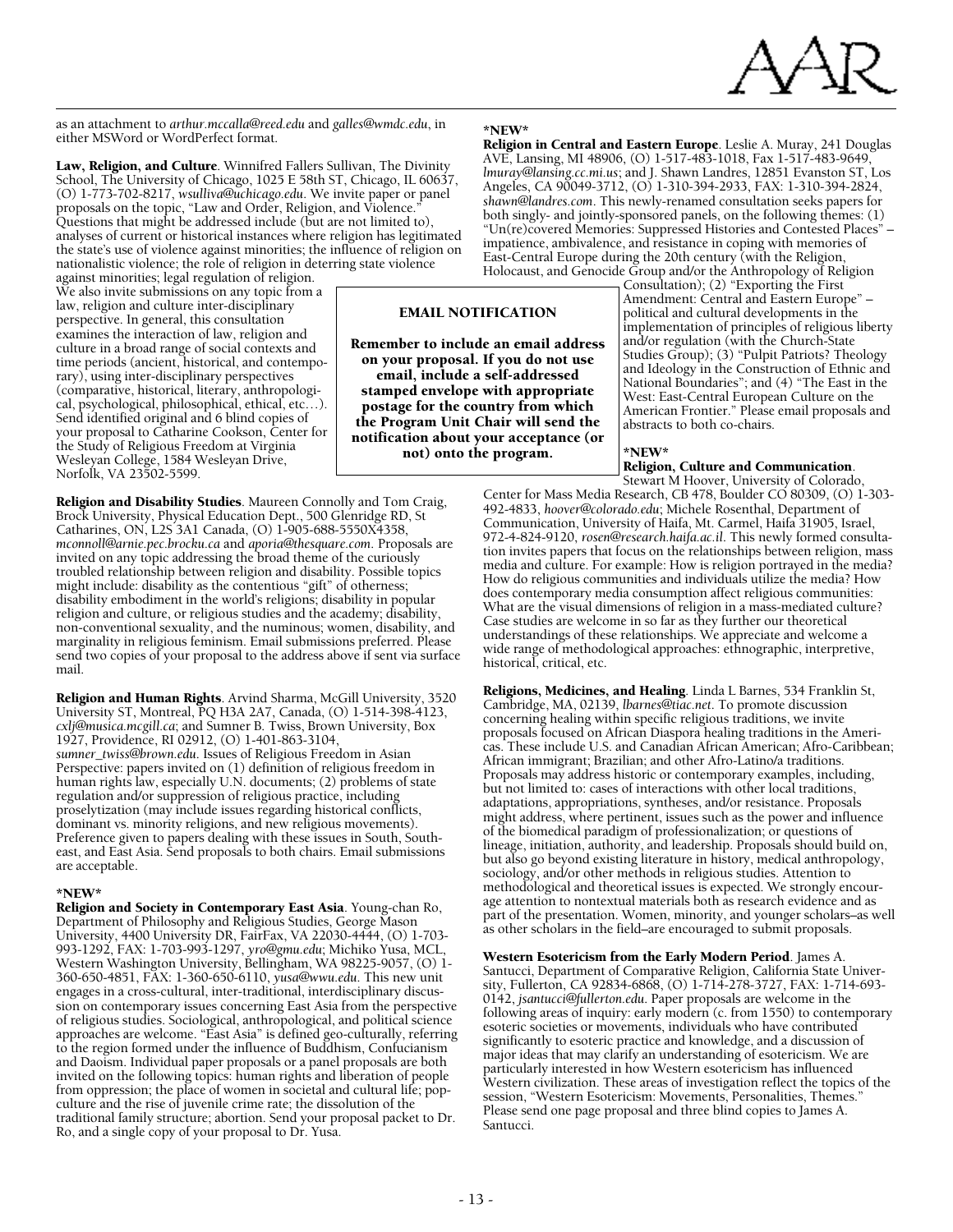as an attachment to *arthur.mccalla@reed.edu* and *galles@wmdc.edu*, in either MSWord or WordPerfect format.

**Law, Religion, and Culture**. Winnifred Fallers Sullivan, The Divinity School, The University of Chicago, 1025 E 58th ST, Chicago, IL 60637, (O) 1-773-702-8217, *wsulliva@uchicago.edu*. We invite paper or panel proposals on the topic, "Law and Order, Religion, and Violence." Questions that might be addressed include (but are not limited to), analyses of current or historical instances where religion has legitimated the state's use of violence against minorities; the influence of religion on nationalistic violence; the role of religion in deterring state violence against minorities; legal regulation of religion. We also invite submissions on any topic from a law, religion and culture inter-disciplinary perspective. In general, this consultation examines the interaction of law, religion and culture in a broad range of social contexts and time periods (ancient, historical, and contemporary), using inter-disciplinary perspectives (comparative, historical, literary, anthropological, psychological, philosophical, ethical, etc…). Send identified original and 6 blind copies of your proposal to Catharine Cookson, Center for the Study of Religious Freedom at Virginia Wesleyan College, 1584 Wesleyan Drive, Norfolk, VA 23502-5599.

**EMAIL NOTIFICATION**

**Remember to include an email address on your proposal. If you do not use email, include a self-addressed stamped envelope with appropriate postage for the country from which the Program Unit Chair will send the notification about your acceptance (or not) onto the program.**

**Religion and Disability Studies**. Maureen Connolly and Tom Craig, Brock University, Physical Education Dept., 500 Glenridge RD, St Catharines, ON, L2S 3A1 Canada, (O) 1-905-688-5550X4358, *mconnoll@arnie.pec.brocku.ca* and *aporia@thesquare.com*. Proposals are invited on any topic addressing the broad theme of the curiously troubled relationship between religion and disability. Possible topics might include: disability as the contentious "gift" of otherness; disability embodiment in the world's religions; disability in popular religion and culture, or religious studies and the academy; disability, non-conventional sexuality, and the numinous; women, disability, and marginality in religious feminism. Email submissions preferred. Please send two copies of your proposal to the address above if sent via surface mail.

**Religion and Human Rights**. Arvind Sharma, McGill University, 3520 University ST, Montreal, PQ H3A 2A7, Canada, (O) 1-514-398-4123, *cxlj@musica.mcgill.ca*; and Sumner B. Twiss, Brown University, Box 1927, Providence, RI 02912, (O) 1-401-863-3104, *sumner_twiss@brown.edu*. Issues of Religious Freedom in Asian Perspective: papers invited on (1) definition of religious freedom in human rights law, especially U.N. documents; (2) problems of state regulation and/or suppression of religious practice, including proselytization (may include issues regarding historical conflicts, dominant vs. minority religions, and new religious movements). Preference given to papers dealing with these issues in South, Southeast, and East Asia. Send proposals to both chairs. Email submissions are acceptable.

**\*NEW\***
**Religion and Society in Contemporary East Asia**. Young-chan Ro, Department of Philosophy and Religious Studies, George Mason University, 4400 University DR, FairFax, VA 22030-4444, (O) 1-703-993-1292, FAX: 1-703-993-1297, *yro@gmu.edu*; Michiko Yusa, MCL, Western Washington University, Bellingham, WA 98225-9057, (O) 1-360-650-4851, FAX: 1-360-650-6110, *yusa@wwu.edu*. This new unit engages in a cross-cultural, inter-traditional, interdisciplinary discussion on contemporary issues concerning East Asia from the perspective of religious studies. Sociological, anthropological, and political science approaches are welcome. "East Asia" is defined geo-culturally, referring to the region formed under the influence of Buddhism, Confucianism and Daoism. Individual paper proposals or a panel proposals are both invited on the following topics: human rights and liberation of people from oppression; the place of women in societal and cultural life; pop-culture and the rise of juvenile crime rate; the dissolution of the traditional family structure; abortion. Send your proposal packet to Dr. Ro, and a single copy of your proposal to Dr. Yusa.

**\*NEW\***
**Religion in Central and Eastern Europe**. Leslie A. Muray, 241 Douglas AVE, Lansing, MI 48906, (O) 1-517-483-1018, Fax 1-517-483-9649, *lmuray@lansing.cc.mi.us*; and J. Shawn Landres, 12851 Evanston ST, Los Angeles, CA 90049-3712, (O) 1-310-394-2933, FAX: 1-310-394-2824, *shawn@landres.com*. This newly-renamed consultation seeks papers for both singly- and jointly-sponsored panels, on the following themes: (1) "Un(re)covered Memories: Suppressed Histories and Contested Places" – impatience, ambivalence, and resistance in coping with memories of East-Central Europe during the 20th century (with the Religion, Holocaust, and Genocide Group and/or the Anthropology of Religion Consultation); (2) "Exporting the First Amendment: Central and Eastern Europe" – political and cultural developments in the implementation of principles of religious liberty and/or regulation (with the Church-State Studies Group); (3) "Pulpit Patriots? Theology and Ideology in the Construction of Ethnic and National Boundaries"; and (4) "The East in the West: East-Central European Culture on the American Frontier." Please email proposals and abstracts to both co-chairs.

**\*NEW\***
**Religion, Culture and Communication**. Stewart M Hoover, University of Colorado, Center for Mass Media Research, CB 478, Boulder CO 80309, (O) 1-303-492-4833, *hoover@colorado.edu*; Michele Rosenthal, Department of Communication, University of Haifa, Mt. Carmel, Haifa 31905, Israel, 972-4-824-9120, *rosen@research.haifa.ac.il*. This newly formed consultation invites papers that focus on the relationships between religion, mass media and culture. For example: How is religion portrayed in the media? How do religious communities and individuals utilize the media? How does contemporary media consumption affect religious communities: What are the visual dimensions of religion in a mass-mediated culture? Case studies are welcome in so far as they further our theoretical understandings of these relationships. We appreciate and welcome a wide range of methodological approaches: ethnographic, interpretive, historical, critical, etc.

**Religions, Medicines, and Healing**. Linda L Barnes, 534 Franklin St, Cambridge, MA, 02139, *lbarnes@tiac.net*. To promote discussion concerning healing within specific religious traditions, we invite proposals focused on African Diaspora healing traditions in the Americas. These include U.S. and Canadian African American; Afro-Caribbean; African immigrant; Brazilian; and other Afro-Latino/a traditions. Proposals may address historic or contemporary examples, including, but not limited to: cases of interactions with other local traditions, adaptations, appropriations, syntheses, and/or resistance. Proposals might address, where pertinent, issues such as the power and influence of the biomedical paradigm of professionalization; or questions of lineage, initiation, authority, and leadership. Proposals should build on, but also go beyond existing literature in history, medical anthropology, sociology, and/or other methods in religious studies. Attention to methodological and theoretical issues is expected. We strongly encourage attention to nontextual materials both as research evidence and as part of the presentation. Women, minority, and younger scholars–as well as other scholars in the field–are encouraged to submit proposals.

**Western Esotericism from the Early Modern Period**. James A. Santucci, Department of Comparative Religion, California State University, Fullerton, CA 92834-6868, (O) 1-714-278-3727, FAX: 1-714-693-0142, *jsantucci@fullerton.edu*. Paper proposals are welcome in the following areas of inquiry: early modern (c. from 1550) to contemporary esoteric societies or movements, individuals who have contributed significantly to esoteric practice and knowledge, and a discussion of major ideas that may clarify an understanding of esotericism. We are particularly interested in how Western esotericism has influenced Western civilization. These areas of investigation reflect the topics of the session, "Western Esotericism: Movements, Personalities, Themes." Please send one page proposal and three blind copies to James A. Santucci.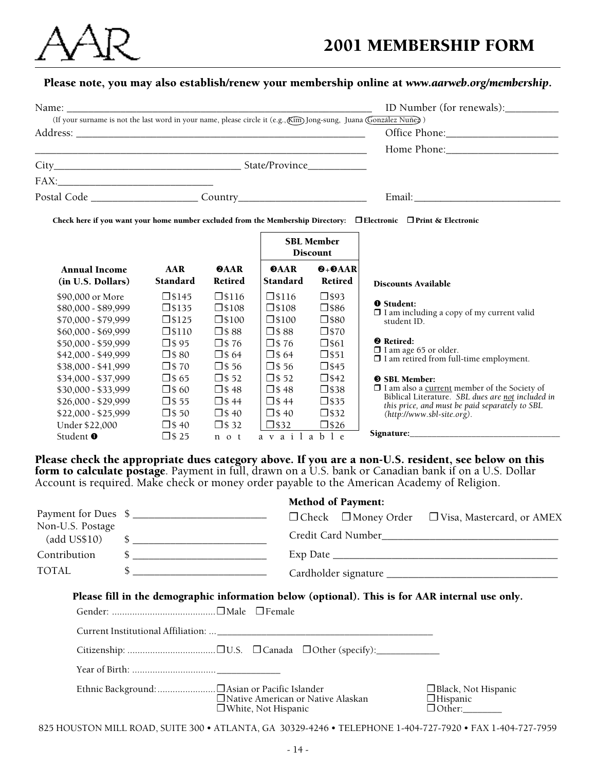# AAR

# 2001 MEMBERSHIP FORM

**Please note, you may also establish/renew your membership online at *www.aarweb.org/membership*.**

Name: ______________________________ ID Number (for renewals):__________

(If your surname is not the last word in your name, please circle it (e.g., (Kim) Jong-sung, Juana (González Nuñez) )

Address: ______________________________ Office Phone:____________________

______________________________ Home Phone:____________________

City______________________ State/Province___________

FAX:______________________

Postal Code ______________ Country______________ Email:______________________

**Check here if you want your home number excluded from the Membership Directory:** ☐ **Electronic** ☐ **Print & Electronic**

| | | | SBL Member Discount | |
|---|---|---|---|---|
| **Annual Income (in U.S. Dollars)** | **AAR Standard** | **❷AAR Retired** | **❸AAR Standard** | **❷+❸AAR Retired** |
| $90,000 or More | ☐$145 | ☐$116 | ☐$116 | ☐$93 |
| $80,000 - $89,999 | ☐$135 | ☐$108 | ☐$108 | ☐$86 |
| $70,000 - $79,999 | ☐$125 | ☐$100 | ☐$100 | ☐$80 |
| $60,000 - $69,999 | ☐$110 | ☐$ 88 | ☐$ 88 | ☐$70 |
| $50,000 - $59,999 | ☐$ 95 | ☐$ 76 | ☐$ 76 | ☐$61 |
| $42,000 - $49,999 | ☐$ 80 | ☐$ 64 | ☐$ 64 | ☐$51 |
| $38,000 - $41,999 | ☐$ 70 | ☐$ 56 | ☐$ 56 | ☐$45 |
| $34,000 - $37,999 | ☐$ 65 | ☐$ 52 | ☐$ 52 | ☐$42 |
| $30,000 - $33,999 | ☐$ 60 | ☐$ 48 | ☐$ 48 | ☐$38 |
| $26,000 - $29,999 | ☐$ 55 | ☐$ 44 | ☐$ 44 | ☐$35 |
| $22,000 - $25,999 | ☐$ 50 | ☐$ 40 | ☐$ 40 | ☐$32 |
| Under $22,000 | ☐$ 40 | ☐$ 32 | ☐$32 | ☐$26 |
| Student ❶ | ☐$ 25 | not | available | |

**Discounts Available**

**❶ Student:**
☐ I am including a copy of my current valid student ID.

**❷ Retired:**
☐ I am age 65 or older.
☐ I am retired from full-time employment.

**❸ SBL Member:**
☐ I am also a current member of the Society of Biblical Literature. *SBL dues are not included in this price, and must be paid separately to SBL (http://www.sbl-site.org).*

**Signature:**______________________

**Please check the appropriate dues category above. If you are a non-U.S. resident, see below on this form to calculate postage**. Payment in full, drawn on a U.S. bank or Canadian bank if on a U.S. Dollar Account is required. Make check or money order payable to the American Academy of Religion.

Payment for Dues $ ______________________

Non-U.S. Postage (add US$10) $ ______________________

Contribution $ ______________________

TOTAL $ ______________________

**Method of Payment:**

☐ Check ☐ Money Order ☐ Visa, Mastercard, or AMEX

Credit Card Number______________________

Exp Date ______________________

Cardholder signature ______________________

**Please fill in the demographic information below (optional). This is for AAR internal use only.**

Gender: .......................................... ☐ Male ☐ Female

Current Institutional Affiliation: ... ______________________

Citizenship: .................................. ☐ U.S. ☐ Canada ☐ Other (specify):____________

Year of Birth: ................................ ____________

Ethnic Background: ...................... ☐ Asian or Pacific Islander ☐ Native American or Native Alaskan ☐ White, Not Hispanic ☐ Black, Not Hispanic ☐ Hispanic ☐ Other:________

825 HOUSTON MILL ROAD, SUITE 300 • ATLANTA, GA 30329-4246 • TELEPHONE 1-404-727-7920 • FAX 1-404-727-7959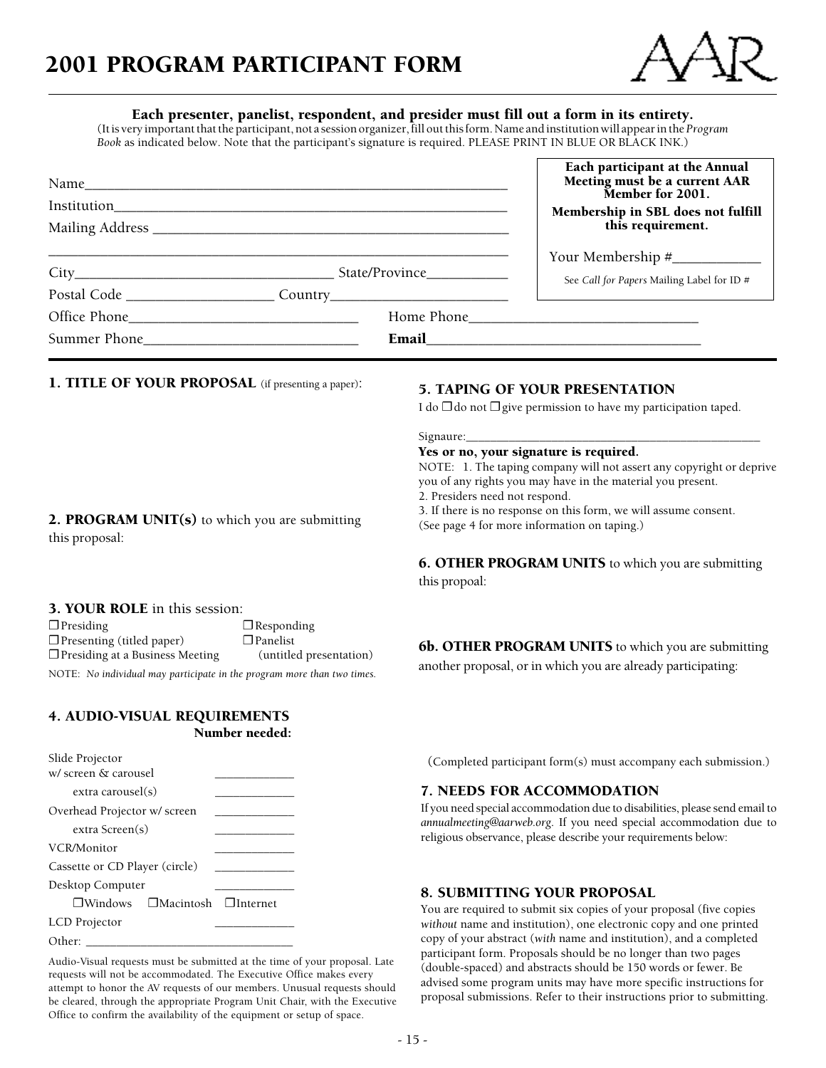# 2001 PROGRAM PARTICIPANT FORM

AAR

**Each presenter, panelist, respondent, and presider must fill out a form in its entirety.**

(It is very important that the participant, not a session organizer, fill out this form. Name and institution will appear in the *Program Book* as indicated below. Note that the participant's signature is required. PLEASE PRINT IN BLUE OR BLACK INK.)

Name______________________________________________________

Institution__________________________________________________

Mailing Address _____________________________________________

_________________________________________________________

City_______________________________ State/Province___________

Postal Code __________________ Country_______________________

Office Phone_____________________________ Home Phone_____________________________

Summer Phone____________________________ **Email**___________________________________

**Each participant at the Annual Meeting must be a current AAR Member for 2001.**

**Membership in SBL does not fulfill this requirement.**

Your Membership #____________

See *Call for Papers* Mailing Label for ID #

## 1. TITLE OF YOUR PROPOSAL (if presenting a paper):

## 2. PROGRAM UNIT(s) to which you are submitting this proposal:

## 3. YOUR ROLE in this session:

- ❒ Presiding
- ❒ Presenting (titled paper)
- ❒ Presiding at a Business Meeting
- ❒ Responding
- ❒ Panelist (untitled presentation)

NOTE: *No individual may participate in the program more than two times.*

## 4. AUDIO-VISUAL REQUIREMENTS

| | Number needed: |
|---|---|
| Slide Projector w/ screen & carousel | ____________ |
| extra carousel(s) | ____________ |
| Overhead Projector w/ screen | ____________ |
| extra Screen(s) | ____________ |
| VCR/Monitor | ____________ |
| Cassette or CD Player (circle) | ____________ |
| Desktop Computer | ____________ |
| ❒ Windows ❒ Macintosh ❒ Internet | |
| LCD Projector | ____________ |
| Other: ______________________________ | |

Audio-Visual requests must be submitted at the time of your proposal. Late requests will not be accommodated. The Executive Office makes every attempt to honor the AV requests of our members. Unusual requests should be cleared, through the appropriate Program Unit Chair, with the Executive Office to confirm the availability of the equipment or setup of space.

## 5. TAPING OF YOUR PRESENTATION

I do ❒ do not ❒ give permission to have my participation taped.

Signaure:_____________________________________________

**Yes or no, your signature is required.**

NOTE: 1. The taping company will not assert any copyright or deprive you of any rights you may have in the material you present.
2. Presiders need not respond.
3. If there is no response on this form, we will assume consent.
(See page 4 for more information on taping.)

## 6. OTHER PROGRAM UNITS to which you are submitting this propoal:

## 6b. OTHER PROGRAM UNITS to which you are submitting another proposal, or in which you are already participating:

(Completed participant form(s) must accompany each submission.)

## 7. NEEDS FOR ACCOMMODATION

If you need special accommodation due to disabilities, please send email to *annualmeeting@aarweb.org*. If you need special accommodation due to religious observance, please describe your requirements below:

## 8. SUBMITTING YOUR PROPOSAL

You are required to submit six copies of your proposal (five copies *without* name and institution), one electronic copy and one printed copy of your abstract (*with* name and institution), and a completed participant form. Proposals should be no longer than two pages (double-spaced) and abstracts should be 150 words or fewer. Be advised some program units may have more specific instructions for proposal submissions. Refer to their instructions prior to submitting.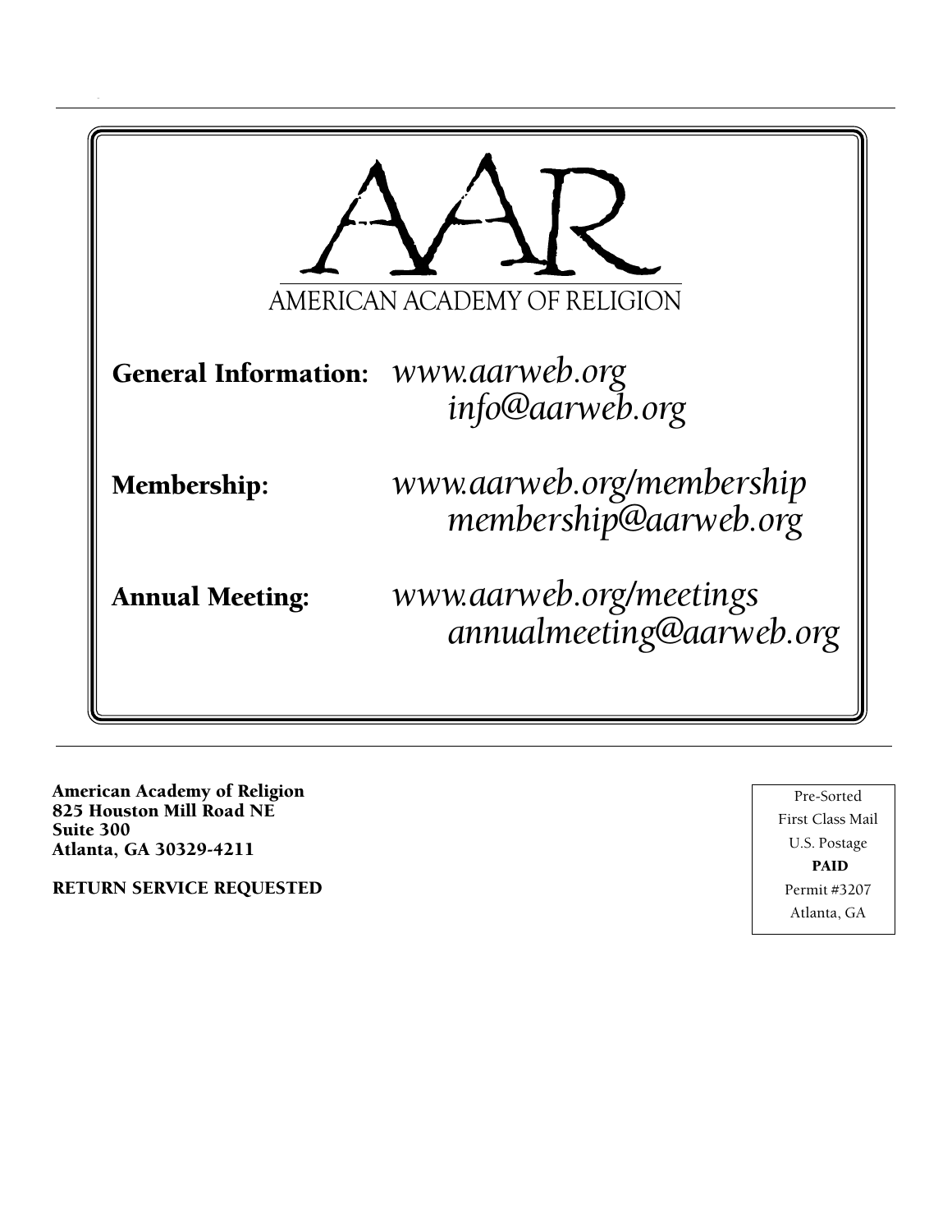# AAR

AMERICAN ACADEMY OF RELIGION

**General Information:** *www.aarweb.org*
*info@aarweb.org*

**Membership:** *www.aarweb.org/membership*
*membership@aarweb.org*

**Annual Meeting:** *www.aarweb.org/meetings*
*annualmeeting@aarweb.org*

---

**American Academy of Religion**
**825 Houston Mill Road NE**
**Suite 300**
**Atlanta, GA 30329-4211**

**RETURN SERVICE REQUESTED**

Pre-Sorted
First Class Mail
U.S. Postage
**PAID**
Permit #3207
Atlanta, GA